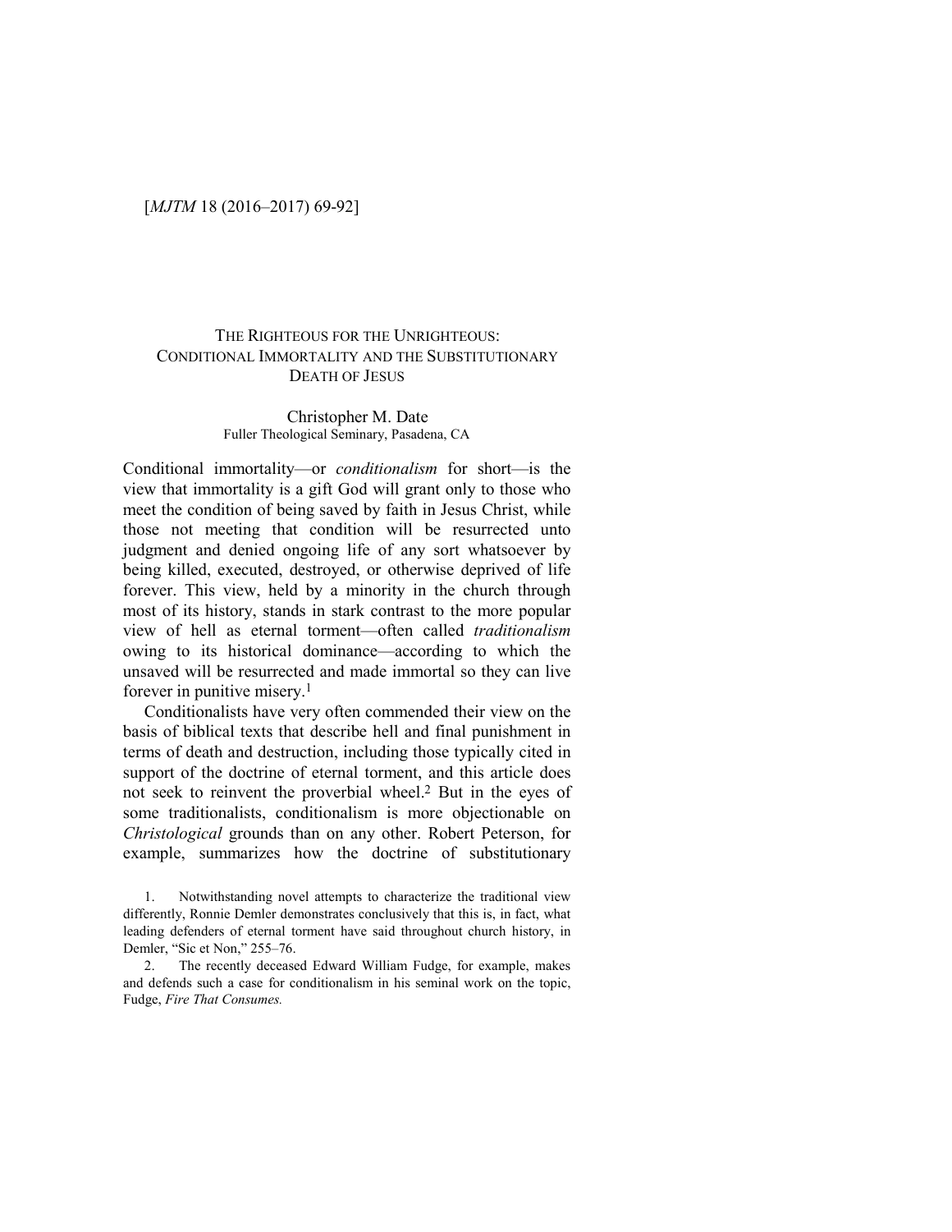[*MJTM* 18 (2016–2017) 69-92]

# THE RIGHTEOUS FOR THE UNRIGHTEOUS: CONDITIONAL IMMORTALITY AND THE SUBSTITUTIONARY DEATH OF JESUS

Christopher M. Date
Fuller Theological Seminary, Pasadena, CA

Conditional immortality—or *conditionalism* for short—is the view that immortality is a gift God will grant only to those who meet the condition of being saved by faith in Jesus Christ, while those not meeting that condition will be resurrected unto judgment and denied ongoing life of any sort whatsoever by being killed, executed, destroyed, or otherwise deprived of life forever. This view, held by a minority in the church through most of its history, stands in stark contrast to the more popular view of hell as eternal torment—often called *traditionalism* owing to its historical dominance—according to which the unsaved will be resurrected and made immortal so they can live forever in punitive misery.[1]

Conditionalists have very often commended their view on the basis of biblical texts that describe hell and final punishment in terms of death and destruction, including those typically cited in support of the doctrine of eternal torment, and this article does not seek to reinvent the proverbial wheel.[2] But in the eyes of some traditionalists, conditionalism is more objectionable on *Christological* grounds than on any other. Robert Peterson, for example, summarizes how the doctrine of substitutionary

1. Notwithstanding novel attempts to characterize the traditional view differently, Ronnie Demler demonstrates conclusively that this is, in fact, what leading defenders of eternal torment have said throughout church history, in Demler, "Sic et Non," 255–76.

2. The recently deceased Edward William Fudge, for example, makes and defends such a case for conditionalism in his seminal work on the topic, Fudge, *Fire That Consumes.*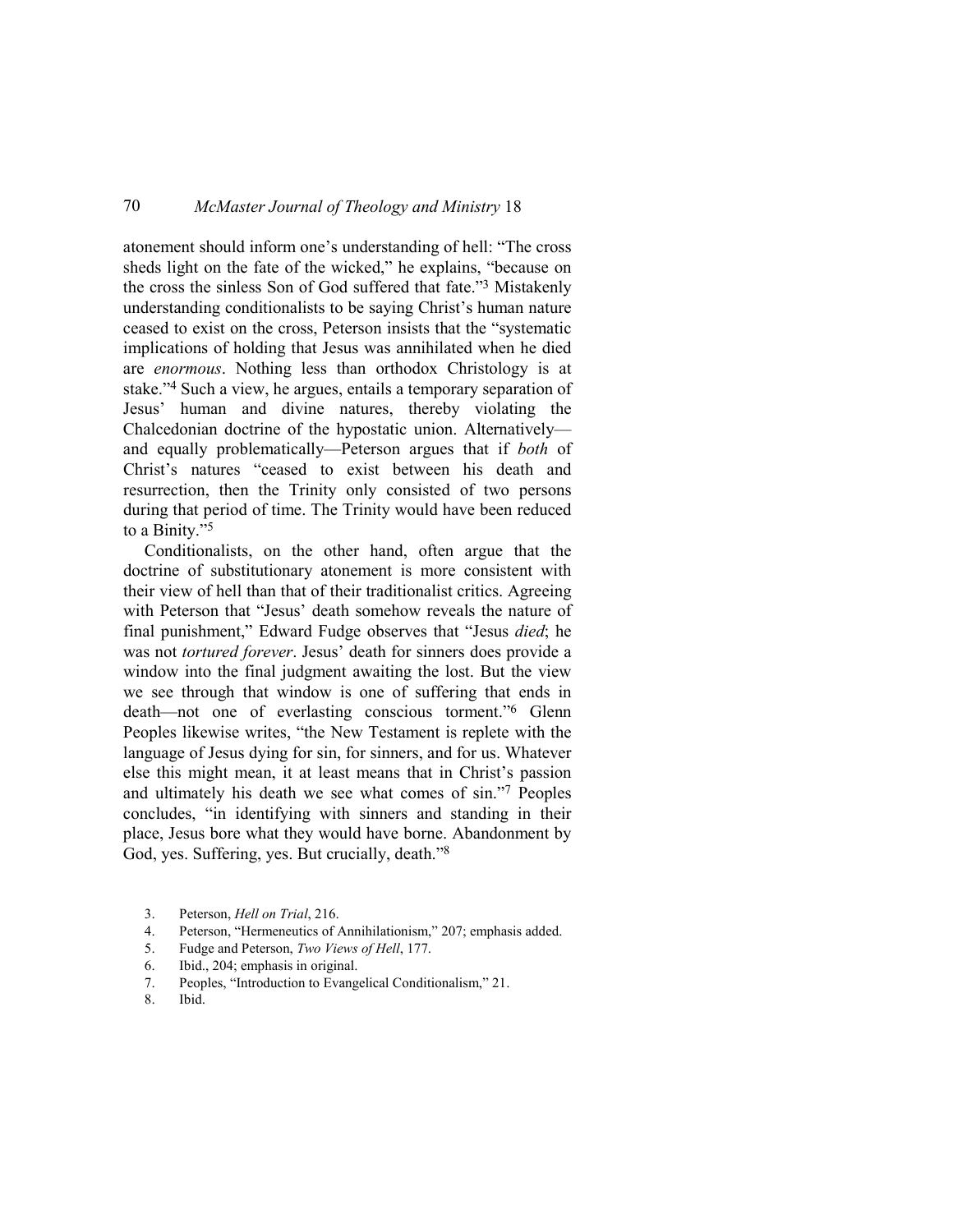atonement should inform one's understanding of hell: "The cross sheds light on the fate of the wicked," he explains, "because on the cross the sinless Son of God suffered that fate."[3] Mistakenly understanding conditionalists to be saying Christ's human nature ceased to exist on the cross, Peterson insists that the "systematic implications of holding that Jesus was annihilated when he died are *enormous*. Nothing less than orthodox Christology is at stake."[4] Such a view, he argues, entails a temporary separation of Jesus' human and divine natures, thereby violating the Chalcedonian doctrine of the hypostatic union. Alternatively—and equally problematically—Peterson argues that if *both* of Christ's natures "ceased to exist between his death and resurrection, then the Trinity only consisted of two persons during that period of time. The Trinity would have been reduced to a Binity."[5]

Conditionalists, on the other hand, often argue that the doctrine of substitutionary atonement is more consistent with their view of hell than that of their traditionalist critics. Agreeing with Peterson that "Jesus' death somehow reveals the nature of final punishment," Edward Fudge observes that "Jesus *died*; he was not *tortured forever*. Jesus' death for sinners does provide a window into the final judgment awaiting the lost. But the view we see through that window is one of suffering that ends in death—not one of everlasting conscious torment."[6] Glenn Peoples likewise writes, "the New Testament is replete with the language of Jesus dying for sin, for sinners, and for us. Whatever else this might mean, it at least means that in Christ's passion and ultimately his death we see what comes of sin."[7] Peoples concludes, "in identifying with sinners and standing in their place, Jesus bore what they would have borne. Abandonment by God, yes. Suffering, yes. But crucially, death."[8]

3. Peterson, *Hell on Trial*, 216.
4. Peterson, "Hermeneutics of Annihilationism," 207; emphasis added.
5. Fudge and Peterson, *Two Views of Hell*, 177.
6. Ibid., 204; emphasis in original.
7. Peoples, "Introduction to Evangelical Conditionalism," 21.
8. Ibid.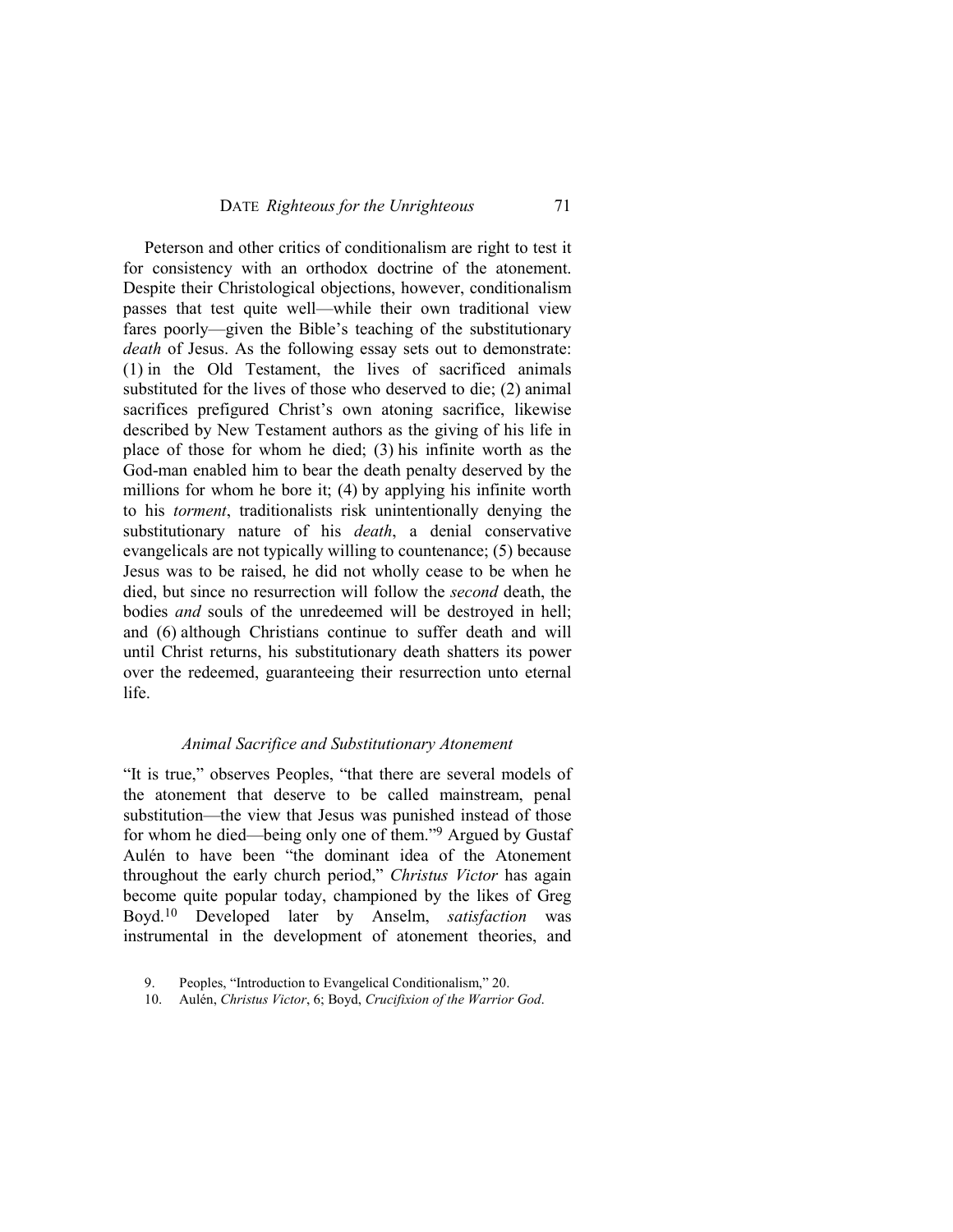Peterson and other critics of conditionalism are right to test it for consistency with an orthodox doctrine of the atonement. Despite their Christological objections, however, conditionalism passes that test quite well—while their own traditional view fares poorly—given the Bible's teaching of the substitutionary *death* of Jesus. As the following essay sets out to demonstrate: (1) in the Old Testament, the lives of sacrificed animals substituted for the lives of those who deserved to die; (2) animal sacrifices prefigured Christ's own atoning sacrifice, likewise described by New Testament authors as the giving of his life in place of those for whom he died; (3) his infinite worth as the God-man enabled him to bear the death penalty deserved by the millions for whom he bore it; (4) by applying his infinite worth to his *torment*, traditionalists risk unintentionally denying the substitutionary nature of his *death*, a denial conservative evangelicals are not typically willing to countenance; (5) because Jesus was to be raised, he did not wholly cease to be when he died, but since no resurrection will follow the *second* death, the bodies *and* souls of the unredeemed will be destroyed in hell; and (6) although Christians continue to suffer death and will until Christ returns, his substitutionary death shatters its power over the redeemed, guaranteeing their resurrection unto eternal life.

### *Animal Sacrifice and Substitutionary Atonement*

"It is true," observes Peoples, "that there are several models of the atonement that deserve to be called mainstream, penal substitution—the view that Jesus was punished instead of those for whom he died—being only one of them."[9] Argued by Gustaf Aulén to have been "the dominant idea of the Atonement throughout the early church period," *Christus Victor* has again become quite popular today, championed by the likes of Greg Boyd.[10] Developed later by Anselm, *satisfaction* was instrumental in the development of atonement theories, and

9. Peoples, "Introduction to Evangelical Conditionalism," 20.

10. Aulén, *Christus Victor*, 6; Boyd, *Crucifixion of the Warrior God*.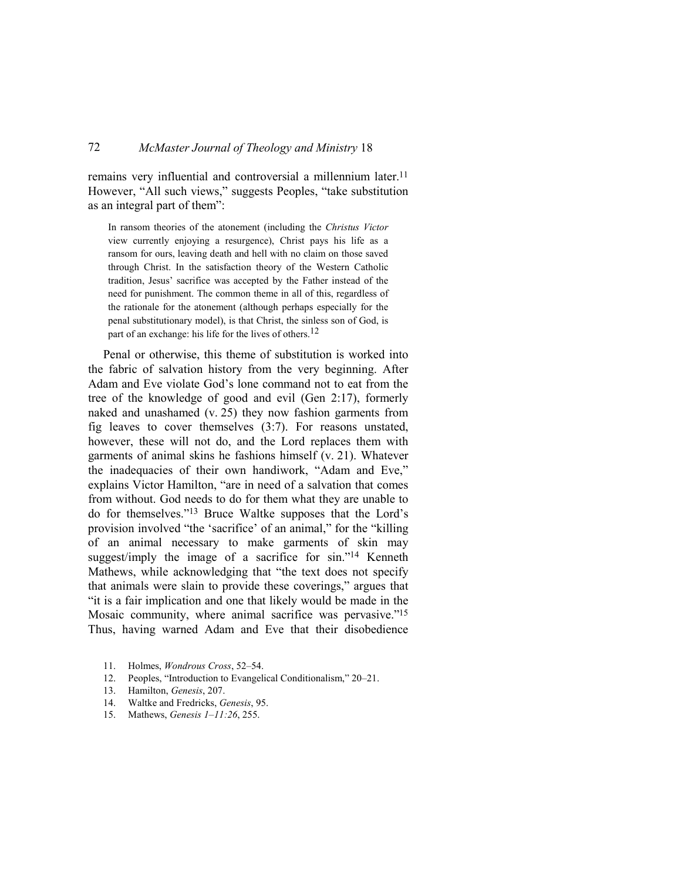remains very influential and controversial a millennium later.[11] However, "All such views," suggests Peoples, "take substitution as an integral part of them":

> In ransom theories of the atonement (including the *Christus Victor* view currently enjoying a resurgence), Christ pays his life as a ransom for ours, leaving death and hell with no claim on those saved through Christ. In the satisfaction theory of the Western Catholic tradition, Jesus' sacrifice was accepted by the Father instead of the need for punishment. The common theme in all of this, regardless of the rationale for the atonement (although perhaps especially for the penal substitutionary model), is that Christ, the sinless son of God, is part of an exchange: his life for the lives of others.[12]

Penal or otherwise, this theme of substitution is worked into the fabric of salvation history from the very beginning. After Adam and Eve violate God's lone command not to eat from the tree of the knowledge of good and evil (Gen 2:17), formerly naked and unashamed (v. 25) they now fashion garments from fig leaves to cover themselves (3:7). For reasons unstated, however, these will not do, and the Lord replaces them with garments of animal skins he fashions himself (v. 21). Whatever the inadequacies of their own handiwork, "Adam and Eve," explains Victor Hamilton, "are in need of a salvation that comes from without. God needs to do for them what they are unable to do for themselves."[13] Bruce Waltke supposes that the Lord's provision involved "the 'sacrifice' of an animal," for the "killing of an animal necessary to make garments of skin may suggest/imply the image of a sacrifice for sin."[14] Kenneth Mathews, while acknowledging that "the text does not specify that animals were slain to provide these coverings," argues that "it is a fair implication and one that likely would be made in the Mosaic community, where animal sacrifice was pervasive."[15] Thus, having warned Adam and Eve that their disobedience

11. Holmes, *Wondrous Cross*, 52–54.
12. Peoples, "Introduction to Evangelical Conditionalism," 20–21.
13. Hamilton, *Genesis*, 207.
14. Waltke and Fredricks, *Genesis*, 95.
15. Mathews, *Genesis 1–11:26*, 255.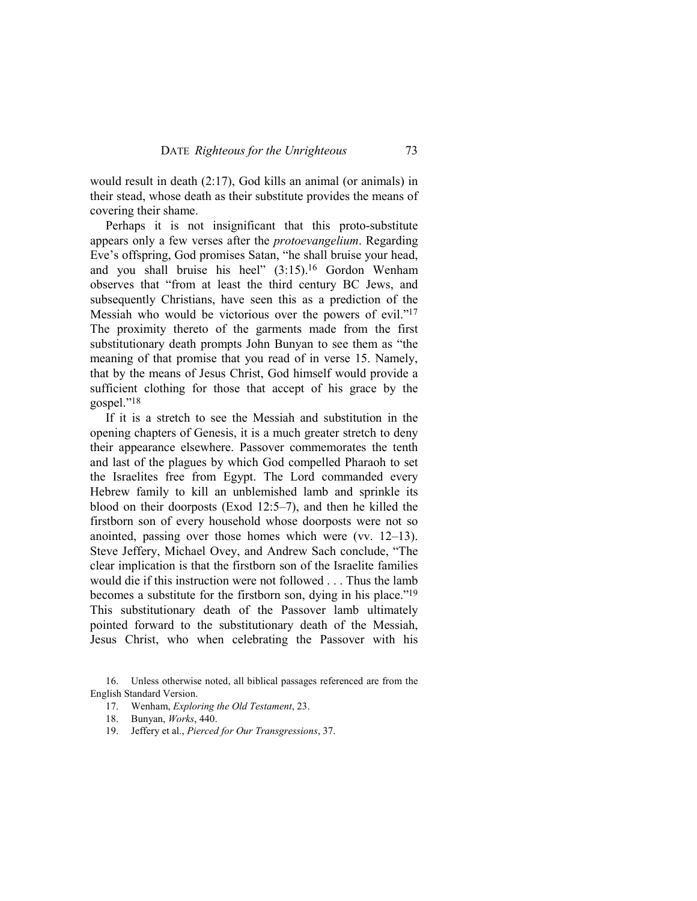would result in death (2:17), God kills an animal (or animals) in their stead, whose death as their substitute provides the means of covering their shame.

Perhaps it is not insignificant that this proto-substitute appears only a few verses after the *protoevangelium*. Regarding Eve's offspring, God promises Satan, "he shall bruise your head, and you shall bruise his heel" (3:15).[16] Gordon Wenham observes that "from at least the third century BC Jews, and subsequently Christians, have seen this as a prediction of the Messiah who would be victorious over the powers of evil."[17] The proximity thereto of the garments made from the first substitutionary death prompts John Bunyan to see them as "the meaning of that promise that you read of in verse 15. Namely, that by the means of Jesus Christ, God himself would provide a sufficient clothing for those that accept of his grace by the gospel."[18]

If it is a stretch to see the Messiah and substitution in the opening chapters of Genesis, it is a much greater stretch to deny their appearance elsewhere. Passover commemorates the tenth and last of the plagues by which God compelled Pharaoh to set the Israelites free from Egypt. The Lord commanded every Hebrew family to kill an unblemished lamb and sprinkle its blood on their doorposts (Exod 12:5–7), and then he killed the firstborn son of every household whose doorposts were not so anointed, passing over those homes which were (vv. 12–13). Steve Jeffery, Michael Ovey, and Andrew Sach conclude, "The clear implication is that the firstborn son of the Israelite families would die if this instruction were not followed . . . Thus the lamb becomes a substitute for the firstborn son, dying in his place."[19] This substitutionary death of the Passover lamb ultimately pointed forward to the substitutionary death of the Messiah, Jesus Christ, who when celebrating the Passover with his

16. Unless otherwise noted, all biblical passages referenced are from the English Standard Version.

17. Wenham, *Exploring the Old Testament*, 23.

18. Bunyan, *Works*, 440.

19. Jeffery et al., *Pierced for Our Transgressions*, 37.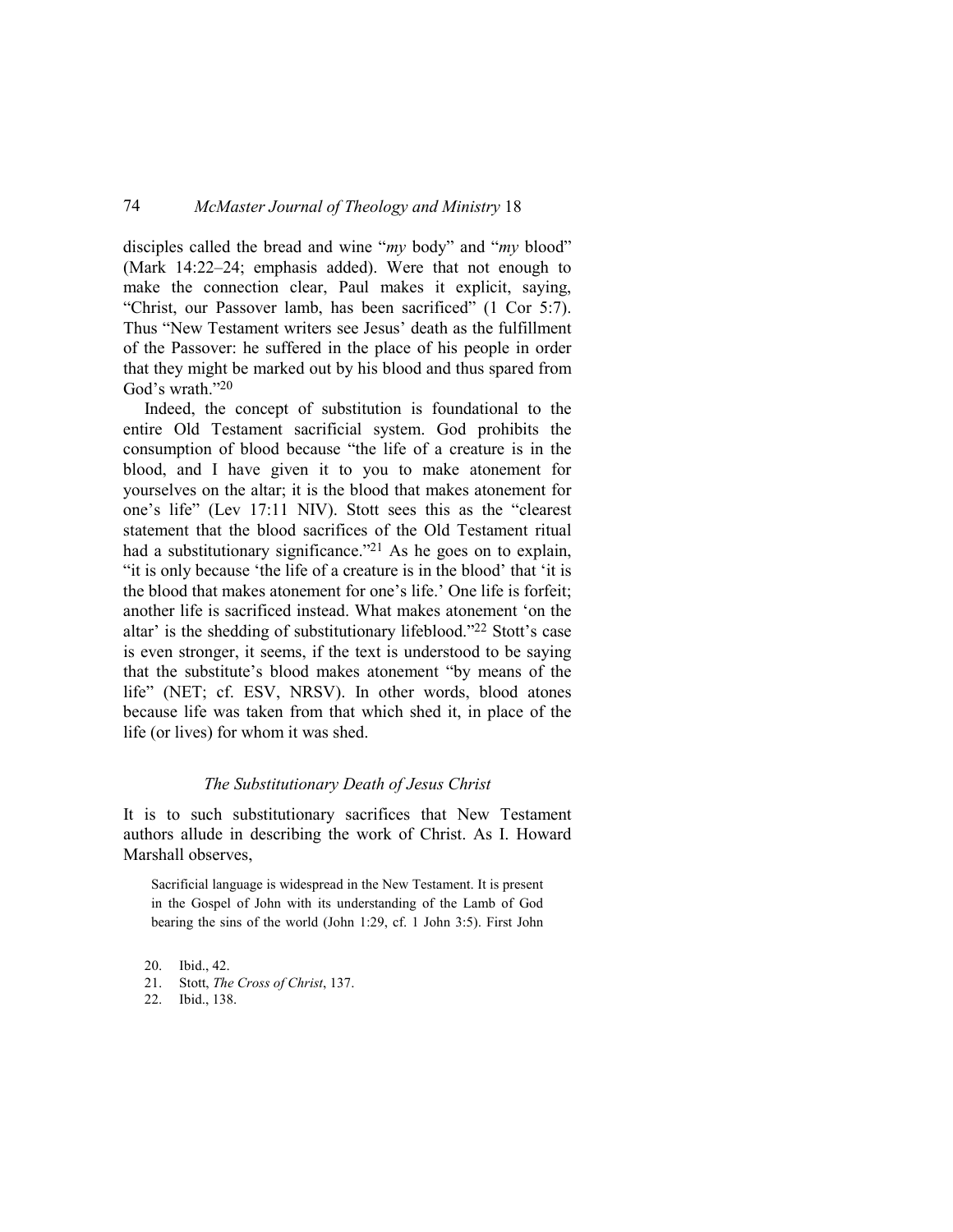disciples called the bread and wine "*my* body" and "*my* blood" (Mark 14:22–24; emphasis added). Were that not enough to make the connection clear, Paul makes it explicit, saying, "Christ, our Passover lamb, has been sacrificed" (1 Cor 5:7). Thus "New Testament writers see Jesus' death as the fulfillment of the Passover: he suffered in the place of his people in order that they might be marked out by his blood and thus spared from God's wrath."[20]

Indeed, the concept of substitution is foundational to the entire Old Testament sacrificial system. God prohibits the consumption of blood because "the life of a creature is in the blood, and I have given it to you to make atonement for yourselves on the altar; it is the blood that makes atonement for one's life" (Lev 17:11 NIV). Stott sees this as the "clearest statement that the blood sacrifices of the Old Testament ritual had a substitutionary significance."[21] As he goes on to explain, "it is only because 'the life of a creature is in the blood' that 'it is the blood that makes atonement for one's life.' One life is forfeit; another life is sacrificed instead. What makes atonement 'on the altar' is the shedding of substitutionary lifeblood."[22] Stott's case is even stronger, it seems, if the text is understood to be saying that the substitute's blood makes atonement "by means of the life" (NET; cf. ESV, NRSV). In other words, blood atones because life was taken from that which shed it, in place of the life (or lives) for whom it was shed.

### *The Substitutionary Death of Jesus Christ*

It is to such substitutionary sacrifices that New Testament authors allude in describing the work of Christ. As I. Howard Marshall observes,

> Sacrificial language is widespread in the New Testament. It is present in the Gospel of John with its understanding of the Lamb of God bearing the sins of the world (John 1:29, cf. 1 John 3:5). First John

20. Ibid., 42.
21. Stott, *The Cross of Christ*, 137.
22. Ibid., 138.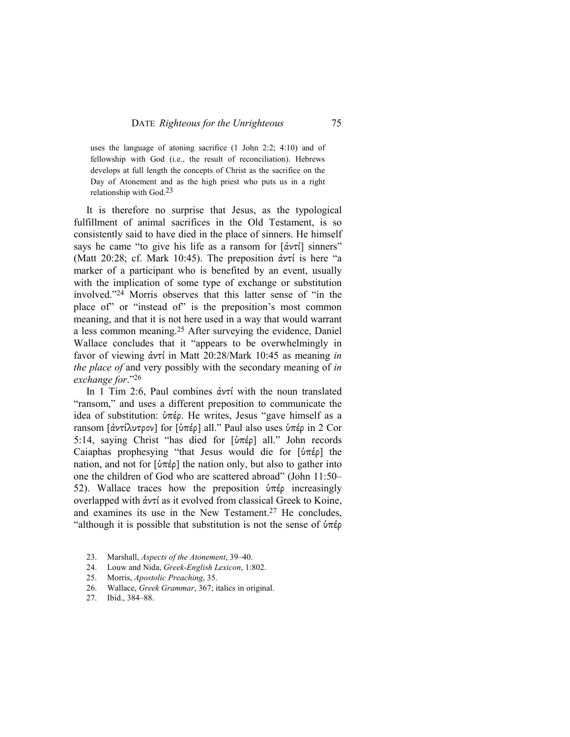uses the language of atoning sacrifice (1 John 2:2; 4:10) and of fellowship with God (i.e., the result of reconciliation). Hebrews develops at full length the concepts of Christ as the sacrifice on the Day of Atonement and as the high priest who puts us in a right relationship with God.[23]

It is therefore no surprise that Jesus, as the typological fulfillment of animal sacrifices in the Old Testament, is so consistently said to have died in the place of sinners. He himself says he came "to give his life as a ransom for [ἀντί] sinners" (Matt 20:28; cf. Mark 10:45). The preposition ἀντί is here "a marker of a participant who is benefited by an event, usually with the implication of some type of exchange or substitution involved."[24] Morris observes that this latter sense of "in the place of" or "instead of" is the preposition's most common meaning, and that it is not here used in a way that would warrant a less common meaning.[25] After surveying the evidence, Daniel Wallace concludes that it "appears to be overwhelmingly in favor of viewing ἀντί in Matt 20:28/Mark 10:45 as meaning *in the place of* and very possibly with the secondary meaning of *in exchange for*."[26]

In 1 Tim 2:6, Paul combines ἀντί with the noun translated "ransom," and uses a different preposition to communicate the idea of substitution: ὑπέρ. He writes, Jesus "gave himself as a ransom [ἀντίλυτρον] for [ὑπέρ] all." Paul also uses ὑπέρ in 2 Cor 5:14, saying Christ "has died for [ὑπέρ] all." John records Caiaphas prophesying "that Jesus would die for [ὑπέρ] the nation, and not for [ὑπέρ] the nation only, but also to gather into one the children of God who are scattered abroad" (John 11:50–52). Wallace traces how the preposition ὑπέρ increasingly overlapped with ἀντί as it evolved from classical Greek to Koine, and examines its use in the New Testament.[27] He concludes, "although it is possible that substitution is not the sense of ὑπέρ

23. Marshall, *Aspects of the Atonement*, 39–40.
24. Louw and Nida, *Greek-English Lexicon*, 1:802.
25. Morris, *Apostolic Preaching*, 35.
26. Wallace, *Greek Grammar*, 367; italics in original.
27. Ibid., 384–88.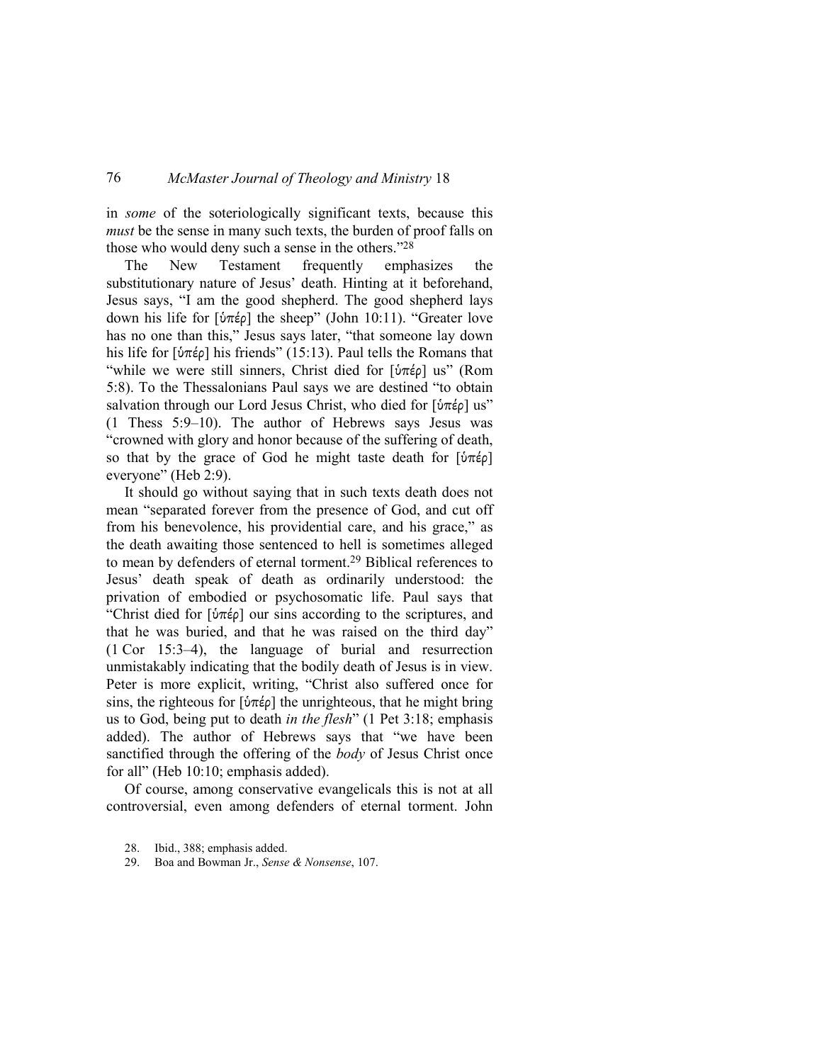in *some* of the soteriologically significant texts, because this *must* be the sense in many such texts, the burden of proof falls on those who would deny such a sense in the others."[28]

The New Testament frequently emphasizes the substitutionary nature of Jesus' death. Hinting at it beforehand, Jesus says, "I am the good shepherd. The good shepherd lays down his life for [ὑπέρ] the sheep" (John 10:11). "Greater love has no one than this," Jesus says later, "that someone lay down his life for [ὑπέρ] his friends" (15:13). Paul tells the Romans that "while we were still sinners, Christ died for [ὑπέρ] us" (Rom 5:8). To the Thessalonians Paul says we are destined "to obtain salvation through our Lord Jesus Christ, who died for [ὑπέρ] us" (1 Thess 5:9–10). The author of Hebrews says Jesus was "crowned with glory and honor because of the suffering of death, so that by the grace of God he might taste death for [ὑπέρ] everyone" (Heb 2:9).

It should go without saying that in such texts death does not mean "separated forever from the presence of God, and cut off from his benevolence, his providential care, and his grace," as the death awaiting those sentenced to hell is sometimes alleged to mean by defenders of eternal torment.[29] Biblical references to Jesus' death speak of death as ordinarily understood: the privation of embodied or psychosomatic life. Paul says that "Christ died for [ὑπέρ] our sins according to the scriptures, and that he was buried, and that he was raised on the third day" (1 Cor 15:3–4), the language of burial and resurrection unmistakably indicating that the bodily death of Jesus is in view. Peter is more explicit, writing, "Christ also suffered once for sins, the righteous for [ὑπέρ] the unrighteous, that he might bring us to God, being put to death *in the flesh*" (1 Pet 3:18; emphasis added). The author of Hebrews says that "we have been sanctified through the offering of the *body* of Jesus Christ once for all" (Heb 10:10; emphasis added).

Of course, among conservative evangelicals this is not at all controversial, even among defenders of eternal torment. John

28. Ibid., 388; emphasis added.
29. Boa and Bowman Jr., *Sense & Nonsense*, 107.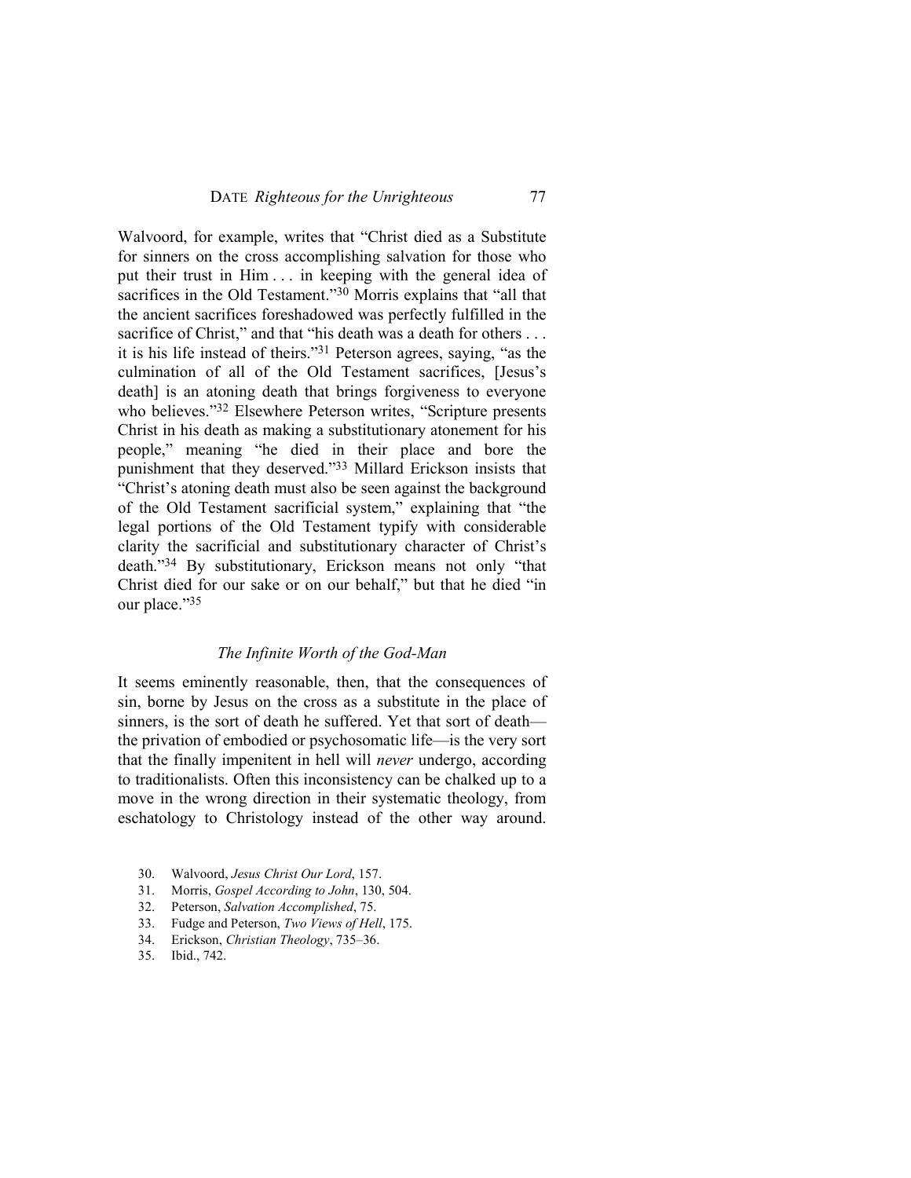Walvoord, for example, writes that "Christ died as a Substitute for sinners on the cross accomplishing salvation for those who put their trust in Him . . . in keeping with the general idea of sacrifices in the Old Testament."[30] Morris explains that "all that the ancient sacrifices foreshadowed was perfectly fulfilled in the sacrifice of Christ," and that "his death was a death for others . . . it is his life instead of theirs."[31] Peterson agrees, saying, "as the culmination of all of the Old Testament sacrifices, [Jesus's death] is an atoning death that brings forgiveness to everyone who believes."[32] Elsewhere Peterson writes, "Scripture presents Christ in his death as making a substitutionary atonement for his people," meaning "he died in their place and bore the punishment that they deserved."[33] Millard Erickson insists that "Christ's atoning death must also be seen against the background of the Old Testament sacrificial system," explaining that "the legal portions of the Old Testament typify with considerable clarity the sacrificial and substitutionary character of Christ's death."[34] By substitutionary, Erickson means not only "that Christ died for our sake or on our behalf," but that he died "in our place."[35]

### *The Infinite Worth of the God-Man*

It seems eminently reasonable, then, that the consequences of sin, borne by Jesus on the cross as a substitute in the place of sinners, is the sort of death he suffered. Yet that sort of death—the privation of embodied or psychosomatic life—is the very sort that the finally impenitent in hell will *never* undergo, according to traditionalists. Often this inconsistency can be chalked up to a move in the wrong direction in their systematic theology, from eschatology to Christology instead of the other way around.

30. Walvoord, *Jesus Christ Our Lord*, 157.
31. Morris, *Gospel According to John*, 130, 504.
32. Peterson, *Salvation Accomplished*, 75.
33. Fudge and Peterson, *Two Views of Hell*, 175.
34. Erickson, *Christian Theology*, 735–36.
35. Ibid., 742.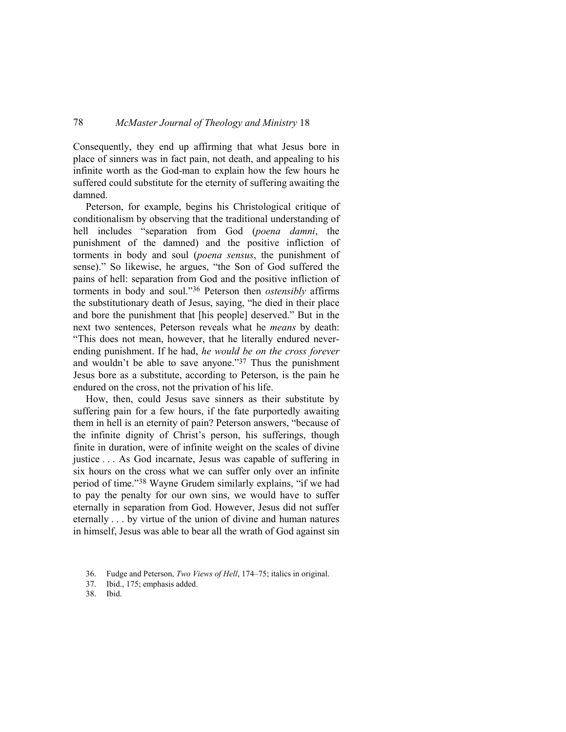Consequently, they end up affirming that what Jesus bore in place of sinners was in fact pain, not death, and appealing to his infinite worth as the God-man to explain how the few hours he suffered could substitute for the eternity of suffering awaiting the damned.

Peterson, for example, begins his Christological critique of conditionalism by observing that the traditional understanding of hell includes "separation from God (*poena damni*, the punishment of the damned) and the positive infliction of torments in body and soul (*poena sensus*, the punishment of sense)." So likewise, he argues, "the Son of God suffered the pains of hell: separation from God and the positive infliction of torments in body and soul."[36] Peterson then *ostensibly* affirms the substitutionary death of Jesus, saying, "he died in their place and bore the punishment that [his people] deserved." But in the next two sentences, Peterson reveals what he *means* by death: "This does not mean, however, that he literally endured never-ending punishment. If he had, *he would be on the cross forever* and wouldn't be able to save anyone."[37] Thus the punishment Jesus bore as a substitute, according to Peterson, is the pain he endured on the cross, not the privation of his life.

How, then, could Jesus save sinners as their substitute by suffering pain for a few hours, if the fate purportedly awaiting them in hell is an eternity of pain? Peterson answers, "because of the infinite dignity of Christ's person, his sufferings, though finite in duration, were of infinite weight on the scales of divine justice . . . As God incarnate, Jesus was capable of suffering in six hours on the cross what we can suffer only over an infinite period of time."[38] Wayne Grudem similarly explains, "if we had to pay the penalty for our own sins, we would have to suffer eternally in separation from God. However, Jesus did not suffer eternally . . . by virtue of the union of divine and human natures in himself, Jesus was able to bear all the wrath of God against sin

36. Fudge and Peterson, *Two Views of Hell*, 174–75; italics in original.
37. Ibid., 175; emphasis added.
38. Ibid.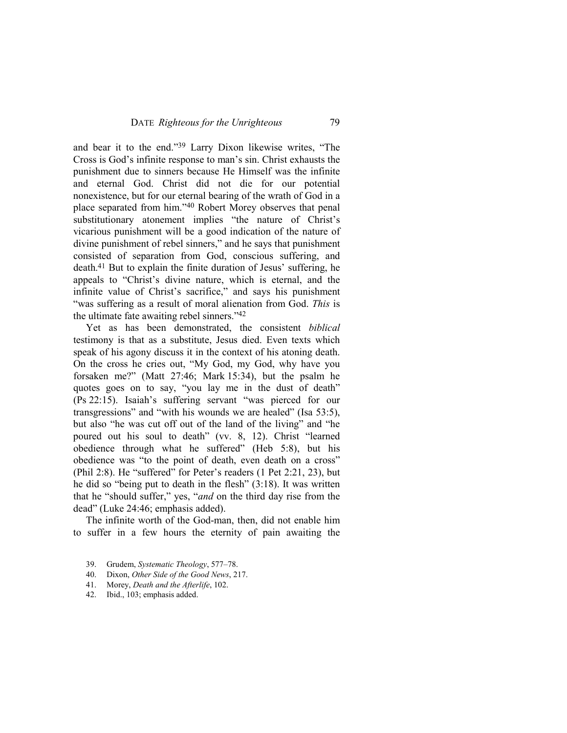and bear it to the end."[39] Larry Dixon likewise writes, "The Cross is God's infinite response to man's sin. Christ exhausts the punishment due to sinners because He Himself was the infinite and eternal God. Christ did not die for our potential nonexistence, but for our eternal bearing of the wrath of God in a place separated from him."[40] Robert Morey observes that penal substitutionary atonement implies "the nature of Christ's vicarious punishment will be a good indication of the nature of divine punishment of rebel sinners," and he says that punishment consisted of separation from God, conscious suffering, and death.[41] But to explain the finite duration of Jesus' suffering, he appeals to "Christ's divine nature, which is eternal, and the infinite value of Christ's sacrifice," and says his punishment "was suffering as a result of moral alienation from God. *This* is the ultimate fate awaiting rebel sinners."[42]

Yet as has been demonstrated, the consistent *biblical* testimony is that as a substitute, Jesus died. Even texts which speak of his agony discuss it in the context of his atoning death. On the cross he cries out, "My God, my God, why have you forsaken me?" (Matt 27:46; Mark 15:34), but the psalm he quotes goes on to say, "you lay me in the dust of death" (Ps 22:15). Isaiah's suffering servant "was pierced for our transgressions" and "with his wounds we are healed" (Isa 53:5), but also "he was cut off out of the land of the living" and "he poured out his soul to death" (vv. 8, 12). Christ "learned obedience through what he suffered" (Heb 5:8), but his obedience was "to the point of death, even death on a cross" (Phil 2:8). He "suffered" for Peter's readers (1 Pet 2:21, 23), but he did so "being put to death in the flesh" (3:18). It was written that he "should suffer," yes, "*and* on the third day rise from the dead" (Luke 24:46; emphasis added).

The infinite worth of the God-man, then, did not enable him to suffer in a few hours the eternity of pain awaiting the

39. Grudem, *Systematic Theology*, 577–78.
40. Dixon, *Other Side of the Good News*, 217.
41. Morey, *Death and the Afterlife*, 102.
42. Ibid., 103; emphasis added.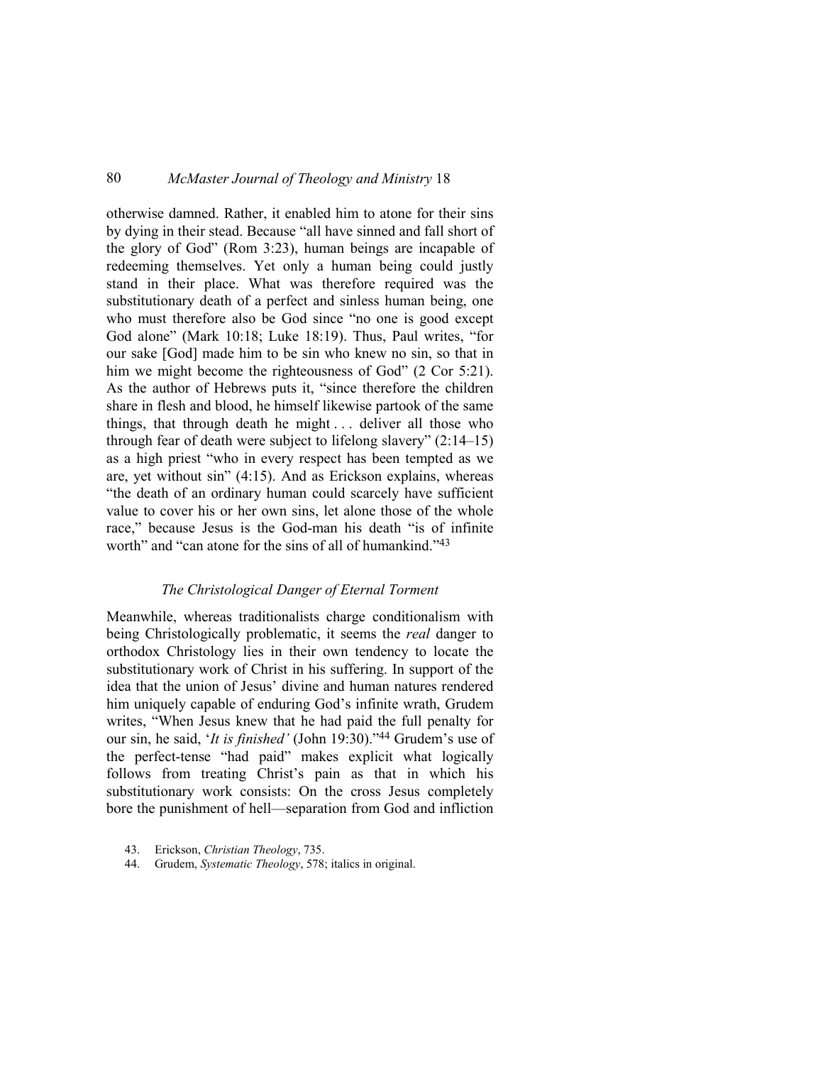otherwise damned. Rather, it enabled him to atone for their sins by dying in their stead. Because "all have sinned and fall short of the glory of God" (Rom 3:23), human beings are incapable of redeeming themselves. Yet only a human being could justly stand in their place. What was therefore required was the substitutionary death of a perfect and sinless human being, one who must therefore also be God since "no one is good except God alone" (Mark 10:18; Luke 18:19). Thus, Paul writes, "for our sake [God] made him to be sin who knew no sin, so that in him we might become the righteousness of God" (2 Cor 5:21). As the author of Hebrews puts it, "since therefore the children share in flesh and blood, he himself likewise partook of the same things, that through death he might . . . deliver all those who through fear of death were subject to lifelong slavery" (2:14–15) as a high priest "who in every respect has been tempted as we are, yet without sin" (4:15). And as Erickson explains, whereas "the death of an ordinary human could scarcely have sufficient value to cover his or her own sins, let alone those of the whole race," because Jesus is the God-man his death "is of infinite worth" and "can atone for the sins of all of humankind."[43]

### *The Christological Danger of Eternal Torment*

Meanwhile, whereas traditionalists charge conditionalism with being Christologically problematic, it seems the *real* danger to orthodox Christology lies in their own tendency to locate the substitutionary work of Christ in his suffering. In support of the idea that the union of Jesus' divine and human natures rendered him uniquely capable of enduring God's infinite wrath, Grudem writes, "When Jesus knew that he had paid the full penalty for our sin, he said, '*It is finished'* (John 19:30)."[44] Grudem's use of the perfect-tense "had paid" makes explicit what logically follows from treating Christ's pain as that in which his substitutionary work consists: On the cross Jesus completely bore the punishment of hell—separation from God and infliction

43. Erickson, *Christian Theology*, 735.

44. Grudem, *Systematic Theology*, 578; italics in original.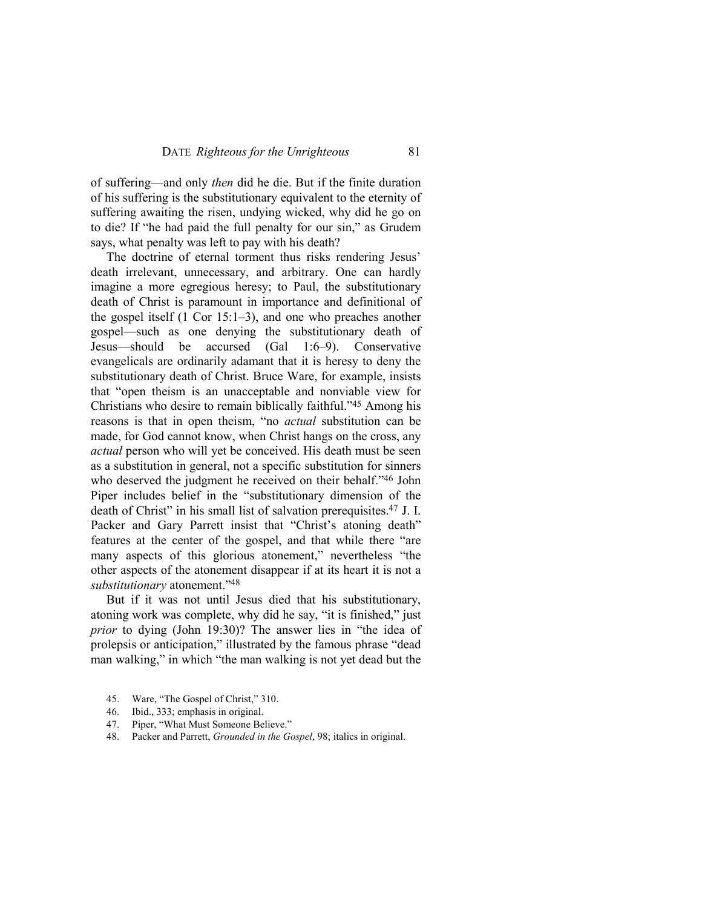of suffering—and only *then* did he die. But if the finite duration of his suffering is the substitutionary equivalent to the eternity of suffering awaiting the risen, undying wicked, why did he go on to die? If "he had paid the full penalty for our sin," as Grudem says, what penalty was left to pay with his death?

The doctrine of eternal torment thus risks rendering Jesus' death irrelevant, unnecessary, and arbitrary. One can hardly imagine a more egregious heresy; to Paul, the substitutionary death of Christ is paramount in importance and definitional of the gospel itself (1 Cor 15:1–3), and one who preaches another gospel—such as one denying the substitutionary death of Jesus—should be accursed (Gal 1:6–9). Conservative evangelicals are ordinarily adamant that it is heresy to deny the substitutionary death of Christ. Bruce Ware, for example, insists that "open theism is an unacceptable and nonviable view for Christians who desire to remain biblically faithful."[45] Among his reasons is that in open theism, "no *actual* substitution can be made, for God cannot know, when Christ hangs on the cross, any *actual* person who will yet be conceived. His death must be seen as a substitution in general, not a specific substitution for sinners who deserved the judgment he received on their behalf."[46] John Piper includes belief in the "substitutionary dimension of the death of Christ" in his small list of salvation prerequisites.[47] J. I. Packer and Gary Parrett insist that "Christ's atoning death" features at the center of the gospel, and that while there "are many aspects of this glorious atonement," nevertheless "the other aspects of the atonement disappear if at its heart it is not a *substitutionary* atonement."[48]

But if it was not until Jesus died that his substitutionary, atoning work was complete, why did he say, "it is finished," just *prior* to dying (John 19:30)? The answer lies in "the idea of prolepsis or anticipation," illustrated by the famous phrase "dead man walking," in which "the man walking is not yet dead but the

45. Ware, "The Gospel of Christ," 310.
46. Ibid., 333; emphasis in original.
47. Piper, "What Must Someone Believe."
48. Packer and Parrett, *Grounded in the Gospel*, 98; italics in original.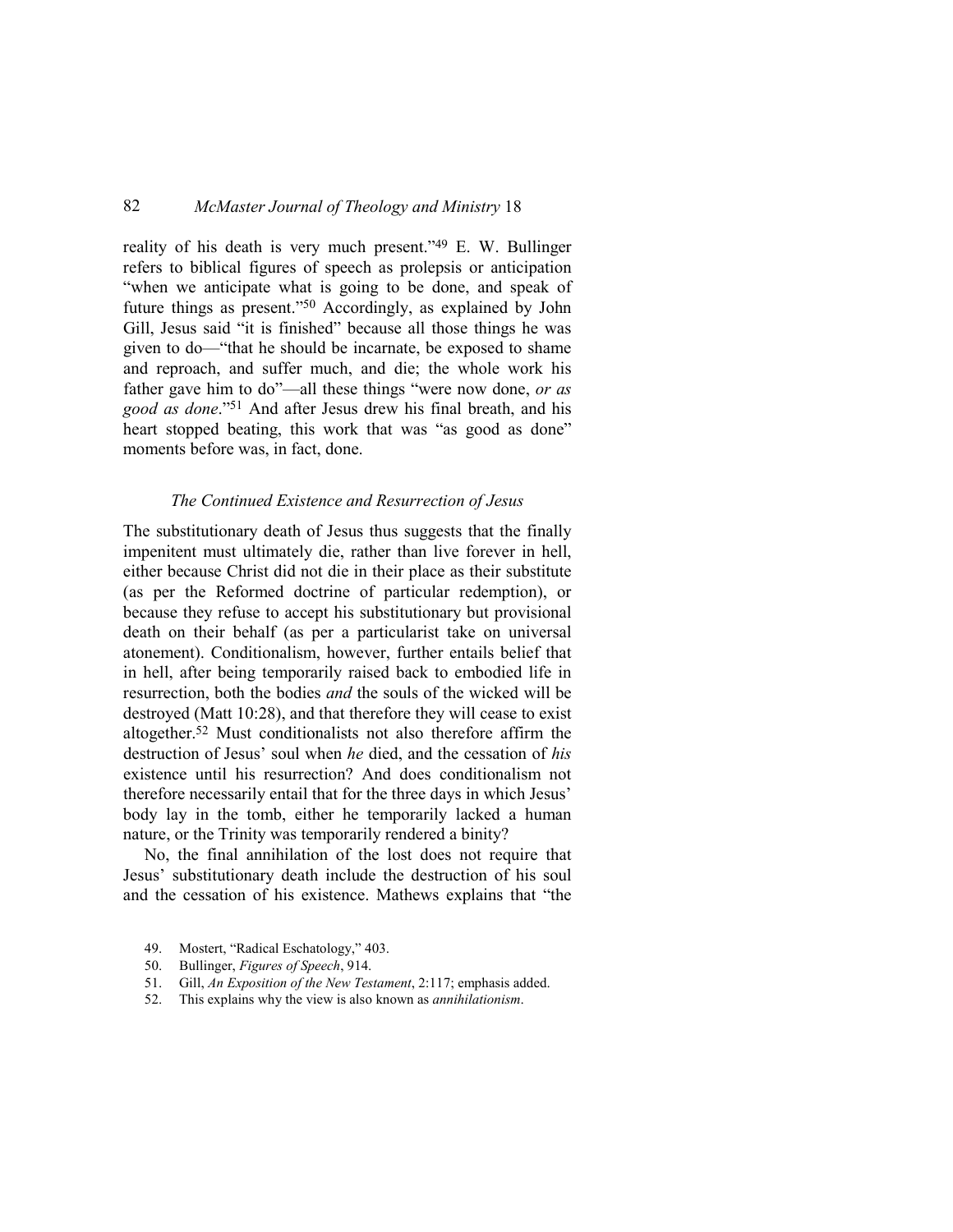reality of his death is very much present."[49] E. W. Bullinger refers to biblical figures of speech as prolepsis or anticipation "when we anticipate what is going to be done, and speak of future things as present."[50] Accordingly, as explained by John Gill, Jesus said "it is finished" because all those things he was given to do—"that he should be incarnate, be exposed to shame and reproach, and suffer much, and die; the whole work his father gave him to do"—all these things "were now done, *or as good as done*."[51] And after Jesus drew his final breath, and his heart stopped beating, this work that was "as good as done" moments before was, in fact, done.

### *The Continued Existence and Resurrection of Jesus*

The substitutionary death of Jesus thus suggests that the finally impenitent must ultimately die, rather than live forever in hell, either because Christ did not die in their place as their substitute (as per the Reformed doctrine of particular redemption), or because they refuse to accept his substitutionary but provisional death on their behalf (as per a particularist take on universal atonement). Conditionalism, however, further entails belief that in hell, after being temporarily raised back to embodied life in resurrection, both the bodies *and* the souls of the wicked will be destroyed (Matt 10:28), and that therefore they will cease to exist altogether.[52] Must conditionalists not also therefore affirm the destruction of Jesus' soul when *he* died, and the cessation of *his* existence until his resurrection? And does conditionalism not therefore necessarily entail that for the three days in which Jesus' body lay in the tomb, either he temporarily lacked a human nature, or the Trinity was temporarily rendered a binity?

No, the final annihilation of the lost does not require that Jesus' substitutionary death include the destruction of his soul and the cessation of his existence. Mathews explains that "the

49. Mostert, "Radical Eschatology," 403.
50. Bullinger, *Figures of Speech*, 914.
51. Gill, *An Exposition of the New Testament*, 2:117; emphasis added.
52. This explains why the view is also known as *annihilationism*.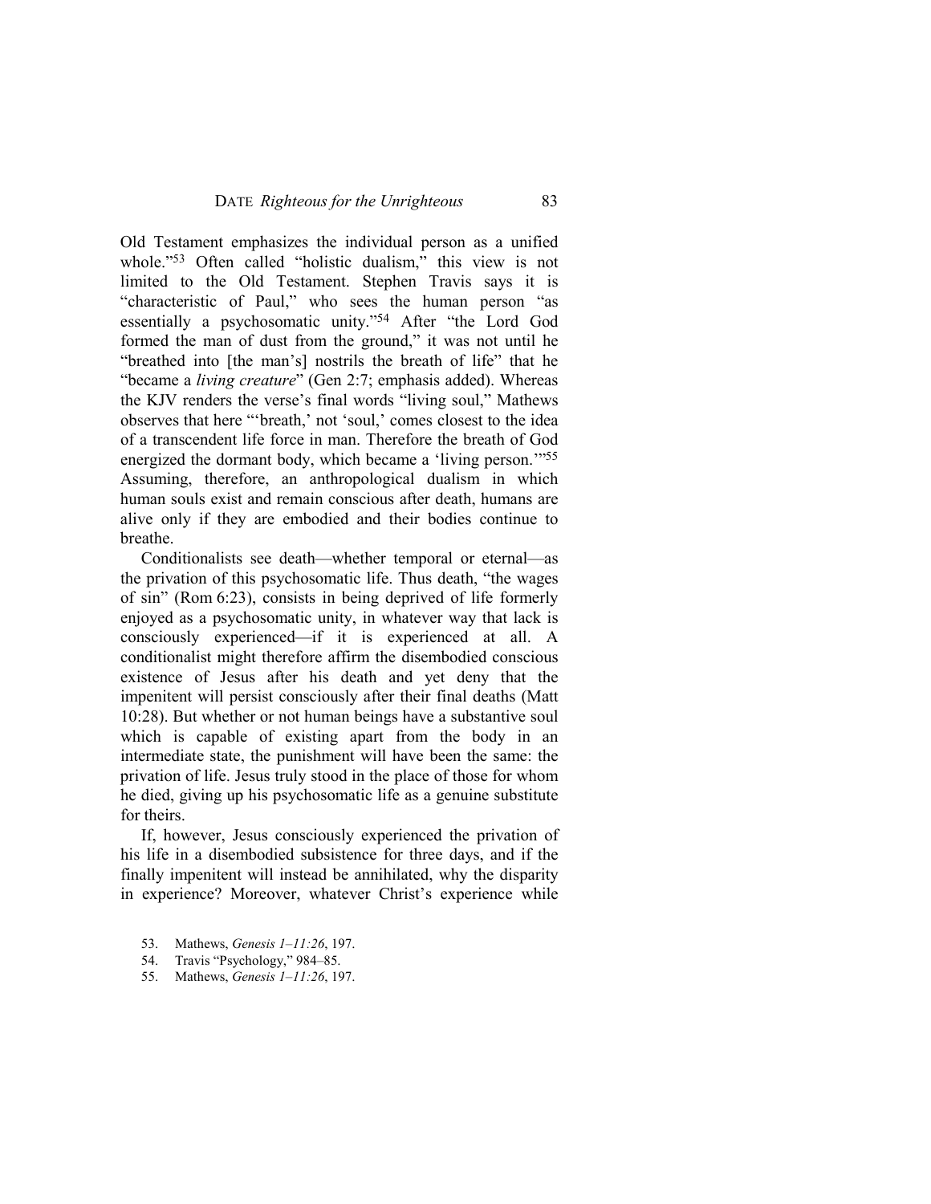Old Testament emphasizes the individual person as a unified whole."[53] Often called "holistic dualism," this view is not limited to the Old Testament. Stephen Travis says it is "characteristic of Paul," who sees the human person "as essentially a psychosomatic unity."[54] After "the Lord God formed the man of dust from the ground," it was not until he "breathed into [the man's] nostrils the breath of life" that he "became a *living creature*" (Gen 2:7; emphasis added). Whereas the KJV renders the verse's final words "living soul," Mathews observes that here "'breath,' not 'soul,' comes closest to the idea of a transcendent life force in man. Therefore the breath of God energized the dormant body, which became a 'living person.'"[55] Assuming, therefore, an anthropological dualism in which human souls exist and remain conscious after death, humans are alive only if they are embodied and their bodies continue to breathe.

Conditionalists see death—whether temporal or eternal—as the privation of this psychosomatic life. Thus death, "the wages of sin" (Rom 6:23), consists in being deprived of life formerly enjoyed as a psychosomatic unity, in whatever way that lack is consciously experienced—if it is experienced at all. A conditionalist might therefore affirm the disembodied conscious existence of Jesus after his death and yet deny that the impenitent will persist consciously after their final deaths (Matt 10:28). But whether or not human beings have a substantive soul which is capable of existing apart from the body in an intermediate state, the punishment will have been the same: the privation of life. Jesus truly stood in the place of those for whom he died, giving up his psychosomatic life as a genuine substitute for theirs.

If, however, Jesus consciously experienced the privation of his life in a disembodied subsistence for three days, and if the finally impenitent will instead be annihilated, why the disparity in experience? Moreover, whatever Christ's experience while

53. Mathews, *Genesis 1–11:26*, 197.
54. Travis "Psychology," 984–85.
55. Mathews, *Genesis 1–11:26*, 197.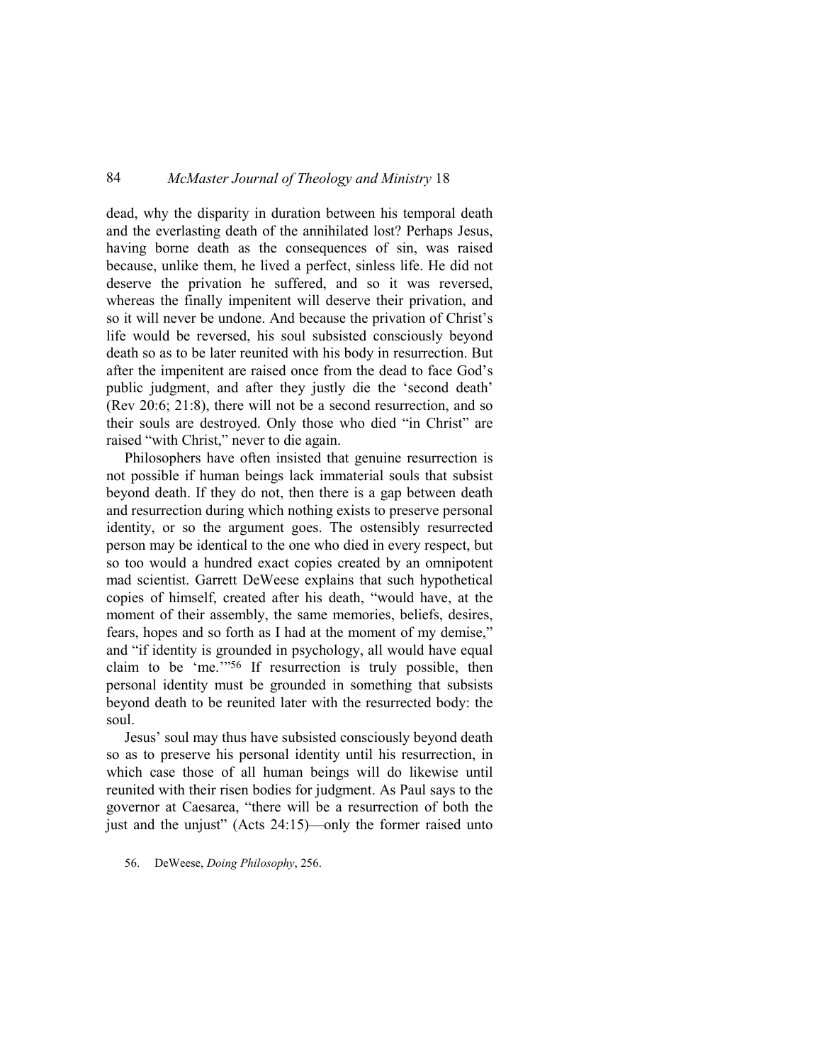dead, why the disparity in duration between his temporal death and the everlasting death of the annihilated lost? Perhaps Jesus, having borne death as the consequences of sin, was raised because, unlike them, he lived a perfect, sinless life. He did not deserve the privation he suffered, and so it was reversed, whereas the finally impenitent will deserve their privation, and so it will never be undone. And because the privation of Christ's life would be reversed, his soul subsisted consciously beyond death so as to be later reunited with his body in resurrection. But after the impenitent are raised once from the dead to face God's public judgment, and after they justly die the 'second death' (Rev 20:6; 21:8), there will not be a second resurrection, and so their souls are destroyed. Only those who died "in Christ" are raised "with Christ," never to die again.

Philosophers have often insisted that genuine resurrection is not possible if human beings lack immaterial souls that subsist beyond death. If they do not, then there is a gap between death and resurrection during which nothing exists to preserve personal identity, or so the argument goes. The ostensibly resurrected person may be identical to the one who died in every respect, but so too would a hundred exact copies created by an omnipotent mad scientist. Garrett DeWeese explains that such hypothetical copies of himself, created after his death, "would have, at the moment of their assembly, the same memories, beliefs, desires, fears, hopes and so forth as I had at the moment of my demise," and "if identity is grounded in psychology, all would have equal claim to be 'me.'"[56] If resurrection is truly possible, then personal identity must be grounded in something that subsists beyond death to be reunited later with the resurrected body: the soul.

Jesus' soul may thus have subsisted consciously beyond death so as to preserve his personal identity until his resurrection, in which case those of all human beings will do likewise until reunited with their risen bodies for judgment. As Paul says to the governor at Caesarea, "there will be a resurrection of both the just and the unjust" (Acts 24:15)—only the former raised unto

56. DeWeese, *Doing Philosophy*, 256.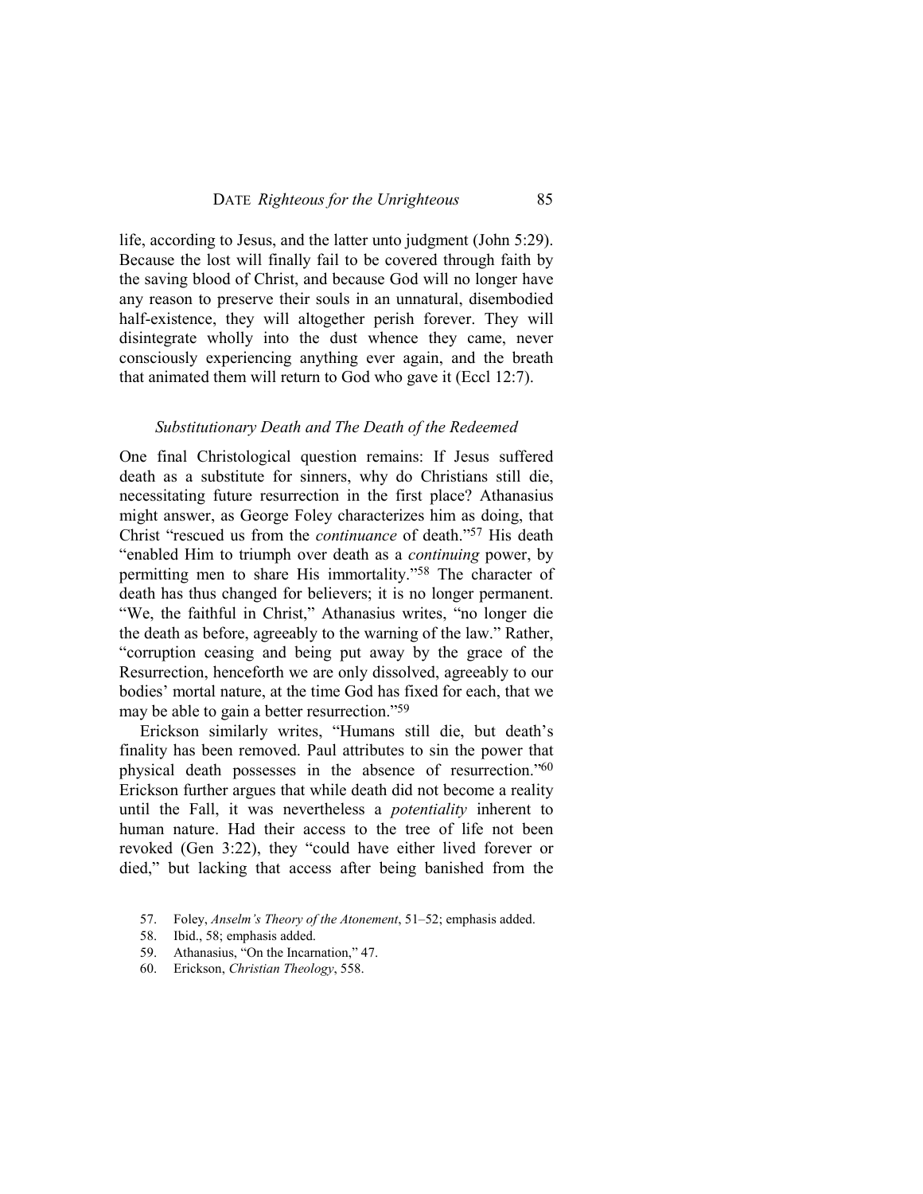life, according to Jesus, and the latter unto judgment (John 5:29). Because the lost will finally fail to be covered through faith by the saving blood of Christ, and because God will no longer have any reason to preserve their souls in an unnatural, disembodied half-existence, they will altogether perish forever. They will disintegrate wholly into the dust whence they came, never consciously experiencing anything ever again, and the breath that animated them will return to God who gave it (Eccl 12:7).

### *Substitutionary Death and The Death of the Redeemed*

One final Christological question remains: If Jesus suffered death as a substitute for sinners, why do Christians still die, necessitating future resurrection in the first place? Athanasius might answer, as George Foley characterizes him as doing, that Christ "rescued us from the *continuance* of death."[57] His death "enabled Him to triumph over death as a *continuing* power, by permitting men to share His immortality."[58] The character of death has thus changed for believers; it is no longer permanent. "We, the faithful in Christ," Athanasius writes, "no longer die the death as before, agreeably to the warning of the law." Rather, "corruption ceasing and being put away by the grace of the Resurrection, henceforth we are only dissolved, agreeably to our bodies' mortal nature, at the time God has fixed for each, that we may be able to gain a better resurrection."[59]

Erickson similarly writes, "Humans still die, but death's finality has been removed. Paul attributes to sin the power that physical death possesses in the absence of resurrection."[60] Erickson further argues that while death did not become a reality until the Fall, it was nevertheless a *potentiality* inherent to human nature. Had their access to the tree of life not been revoked (Gen 3:22), they "could have either lived forever or died," but lacking that access after being banished from the

57. Foley, *Anselm's Theory of the Atonement*, 51–52; emphasis added.
58. Ibid., 58; emphasis added.
59. Athanasius, "On the Incarnation," 47.
60. Erickson, *Christian Theology*, 558.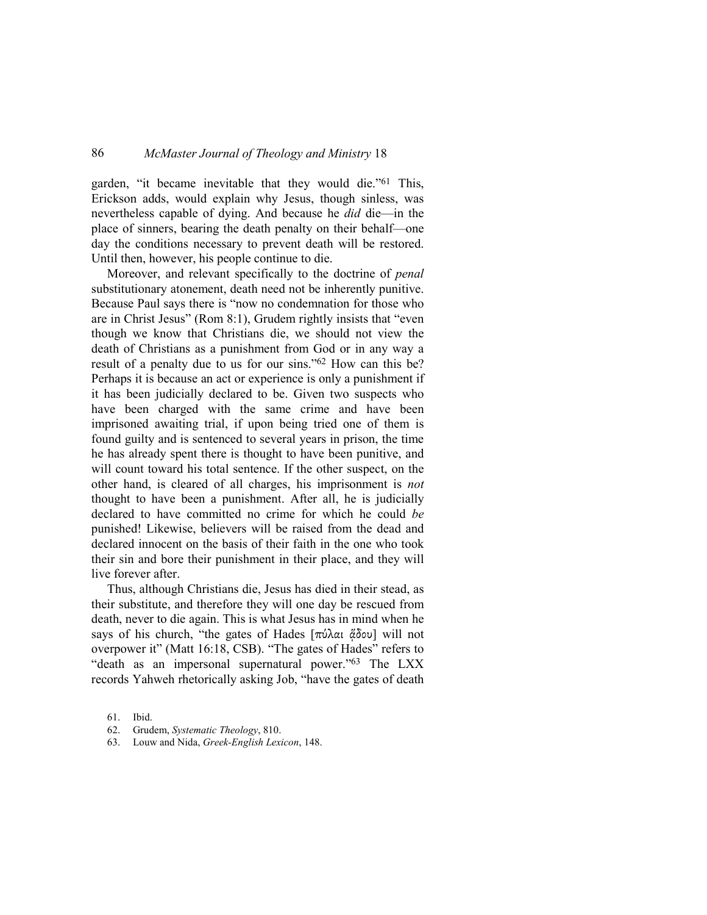garden, "it became inevitable that they would die."[61] This, Erickson adds, would explain why Jesus, though sinless, was nevertheless capable of dying. And because he *did* die—in the place of sinners, bearing the death penalty on their behalf—one day the conditions necessary to prevent death will be restored. Until then, however, his people continue to die.

Moreover, and relevant specifically to the doctrine of *penal* substitutionary atonement, death need not be inherently punitive. Because Paul says there is "now no condemnation for those who are in Christ Jesus" (Rom 8:1), Grudem rightly insists that "even though we know that Christians die, we should not view the death of Christians as a punishment from God or in any way a result of a penalty due to us for our sins."[62] How can this be? Perhaps it is because an act or experience is only a punishment if it has been judicially declared to be. Given two suspects who have been charged with the same crime and have been imprisoned awaiting trial, if upon being tried one of them is found guilty and is sentenced to several years in prison, the time he has already spent there is thought to have been punitive, and will count toward his total sentence. If the other suspect, on the other hand, is cleared of all charges, his imprisonment is *not* thought to have been a punishment. After all, he is judicially declared to have committed no crime for which he could *be* punished! Likewise, believers will be raised from the dead and declared innocent on the basis of their faith in the one who took their sin and bore their punishment in their place, and they will live forever after.

Thus, although Christians die, Jesus has died in their stead, as their substitute, and therefore they will one day be rescued from death, never to die again. This is what Jesus has in mind when he says of his church, "the gates of Hades [πύλαι ᾅδου] will not overpower it" (Matt 16:18, CSB). "The gates of Hades" refers to "death as an impersonal supernatural power."[63] The LXX records Yahweh rhetorically asking Job, "have the gates of death

61. Ibid.
62. Grudem, *Systematic Theology*, 810.
63. Louw and Nida, *Greek-English Lexicon*, 148.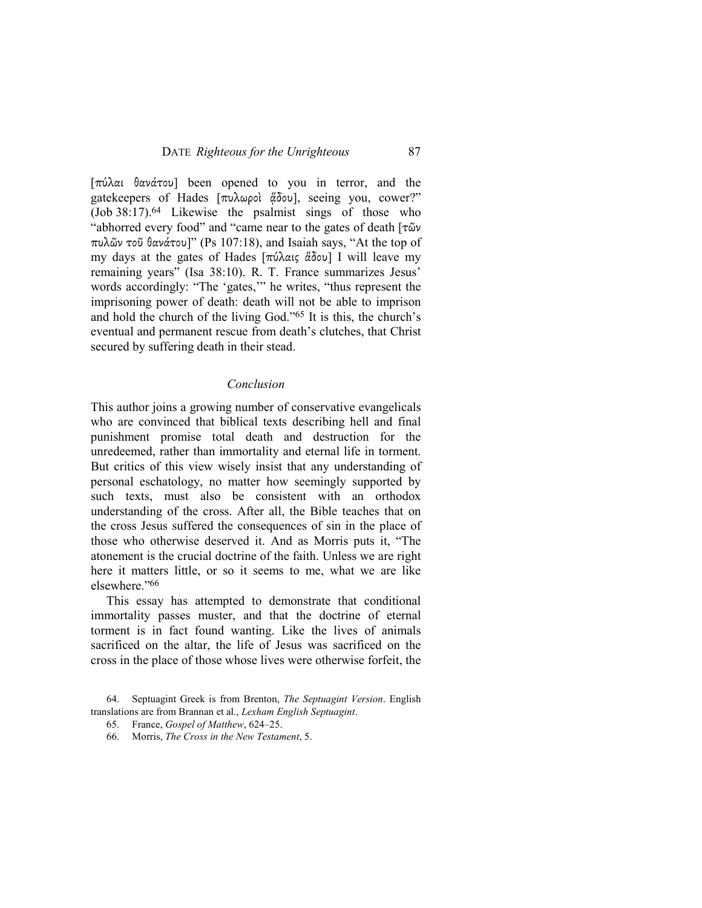[πύλαι θανάτου] been opened to you in terror, and the gatekeepers of Hades [πυλωροὶ ᾅδου], seeing you, cower?" (Job 38:17).[64] Likewise the psalmist sings of those who "abhorred every food" and "came near to the gates of death [τῶν πυλῶν τοῦ θανάτου]" (Ps 107:18), and Isaiah says, "At the top of my days at the gates of Hades [πύλαις ᾅδου] I will leave my remaining years" (Isa 38:10). R. T. France summarizes Jesus' words accordingly: "The 'gates,'" he writes, "thus represent the imprisoning power of death: death will not be able to imprison and hold the church of the living God."[65] It is this, the church's eventual and permanent rescue from death's clutches, that Christ secured by suffering death in their stead.

## *Conclusion*

This author joins a growing number of conservative evangelicals who are convinced that biblical texts describing hell and final punishment promise total death and destruction for the unredeemed, rather than immortality and eternal life in torment. But critics of this view wisely insist that any understanding of personal eschatology, no matter how seemingly supported by such texts, must also be consistent with an orthodox understanding of the cross. After all, the Bible teaches that on the cross Jesus suffered the consequences of sin in the place of those who otherwise deserved it. And as Morris puts it, "The atonement is the crucial doctrine of the faith. Unless we are right here it matters little, or so it seems to me, what we are like elsewhere."[66]

This essay has attempted to demonstrate that conditional immortality passes muster, and that the doctrine of eternal torment is in fact found wanting. Like the lives of animals sacrificed on the altar, the life of Jesus was sacrificed on the cross in the place of those whose lives were otherwise forfeit, the

64. Septuagint Greek is from Brenton, *The Septuagint Version*. English translations are from Brannan et al., *Lexham English Septuagint*.

65. France, *Gospel of Matthew*, 624–25.

66. Morris, *The Cross in the New Testament*, 5.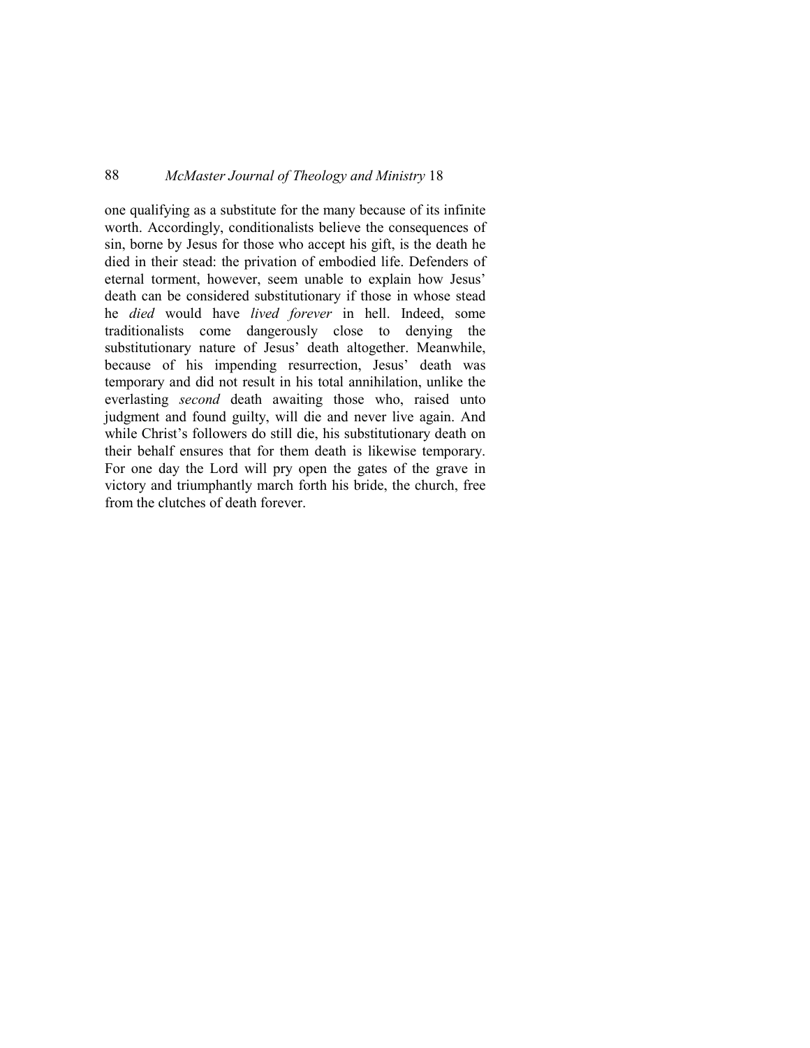one qualifying as a substitute for the many because of its infinite worth. Accordingly, conditionalists believe the consequences of sin, borne by Jesus for those who accept his gift, is the death he died in their stead: the privation of embodied life. Defenders of eternal torment, however, seem unable to explain how Jesus' death can be considered substitutionary if those in whose stead he *died* would have *lived forever* in hell. Indeed, some traditionalists come dangerously close to denying the substitutionary nature of Jesus' death altogether. Meanwhile, because of his impending resurrection, Jesus' death was temporary and did not result in his total annihilation, unlike the everlasting *second* death awaiting those who, raised unto judgment and found guilty, will die and never live again. And while Christ's followers do still die, his substitutionary death on their behalf ensures that for them death is likewise temporary. For one day the Lord will pry open the gates of the grave in victory and triumphantly march forth his bride, the church, free from the clutches of death forever.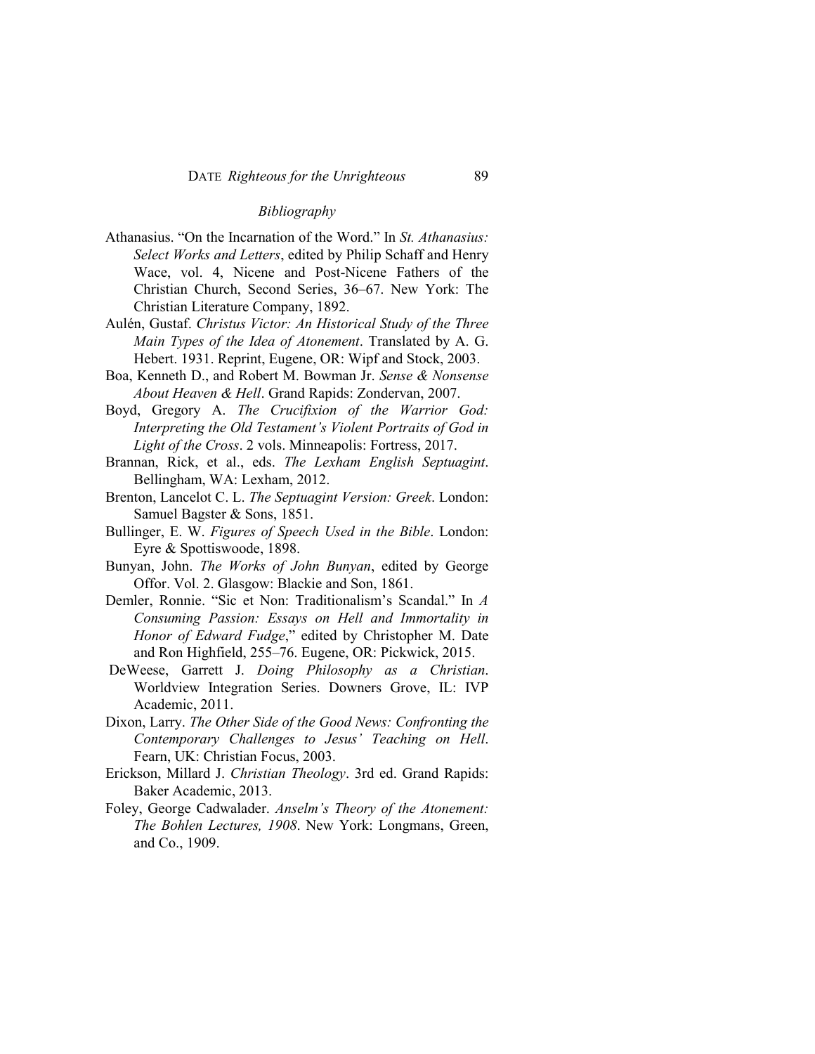## *Bibliography*

Athanasius. "On the Incarnation of the Word." In *St. Athanasius: Select Works and Letters*, edited by Philip Schaff and Henry Wace, vol. 4, Nicene and Post-Nicene Fathers of the Christian Church, Second Series, 36–67. New York: The Christian Literature Company, 1892.

Aulén, Gustaf. *Christus Victor: An Historical Study of the Three Main Types of the Idea of Atonement*. Translated by A. G. Hebert. 1931. Reprint, Eugene, OR: Wipf and Stock, 2003.

Boa, Kenneth D., and Robert M. Bowman Jr. *Sense & Nonsense About Heaven & Hell*. Grand Rapids: Zondervan, 2007.

Boyd, Gregory A. *The Crucifixion of the Warrior God: Interpreting the Old Testament's Violent Portraits of God in Light of the Cross*. 2 vols. Minneapolis: Fortress, 2017.

Brannan, Rick, et al., eds. *The Lexham English Septuagint*. Bellingham, WA: Lexham, 2012.

Brenton, Lancelot C. L. *The Septuagint Version: Greek*. London: Samuel Bagster & Sons, 1851.

Bullinger, E. W. *Figures of Speech Used in the Bible*. London: Eyre & Spottiswoode, 1898.

Bunyan, John. *The Works of John Bunyan*, edited by George Offor. Vol. 2. Glasgow: Blackie and Son, 1861.

Demler, Ronnie. "Sic et Non: Traditionalism's Scandal." In *A Consuming Passion: Essays on Hell and Immortality in Honor of Edward Fudge*," edited by Christopher M. Date and Ron Highfield, 255–76. Eugene, OR: Pickwick, 2015.

DeWeese, Garrett J. *Doing Philosophy as a Christian*. Worldview Integration Series. Downers Grove, IL: IVP Academic, 2011.

Dixon, Larry. *The Other Side of the Good News: Confronting the Contemporary Challenges to Jesus' Teaching on Hell*. Fearn, UK: Christian Focus, 2003.

Erickson, Millard J. *Christian Theology*. 3rd ed. Grand Rapids: Baker Academic, 2013.

Foley, George Cadwalader. *Anselm's Theory of the Atonement: The Bohlen Lectures, 1908*. New York: Longmans, Green, and Co., 1909.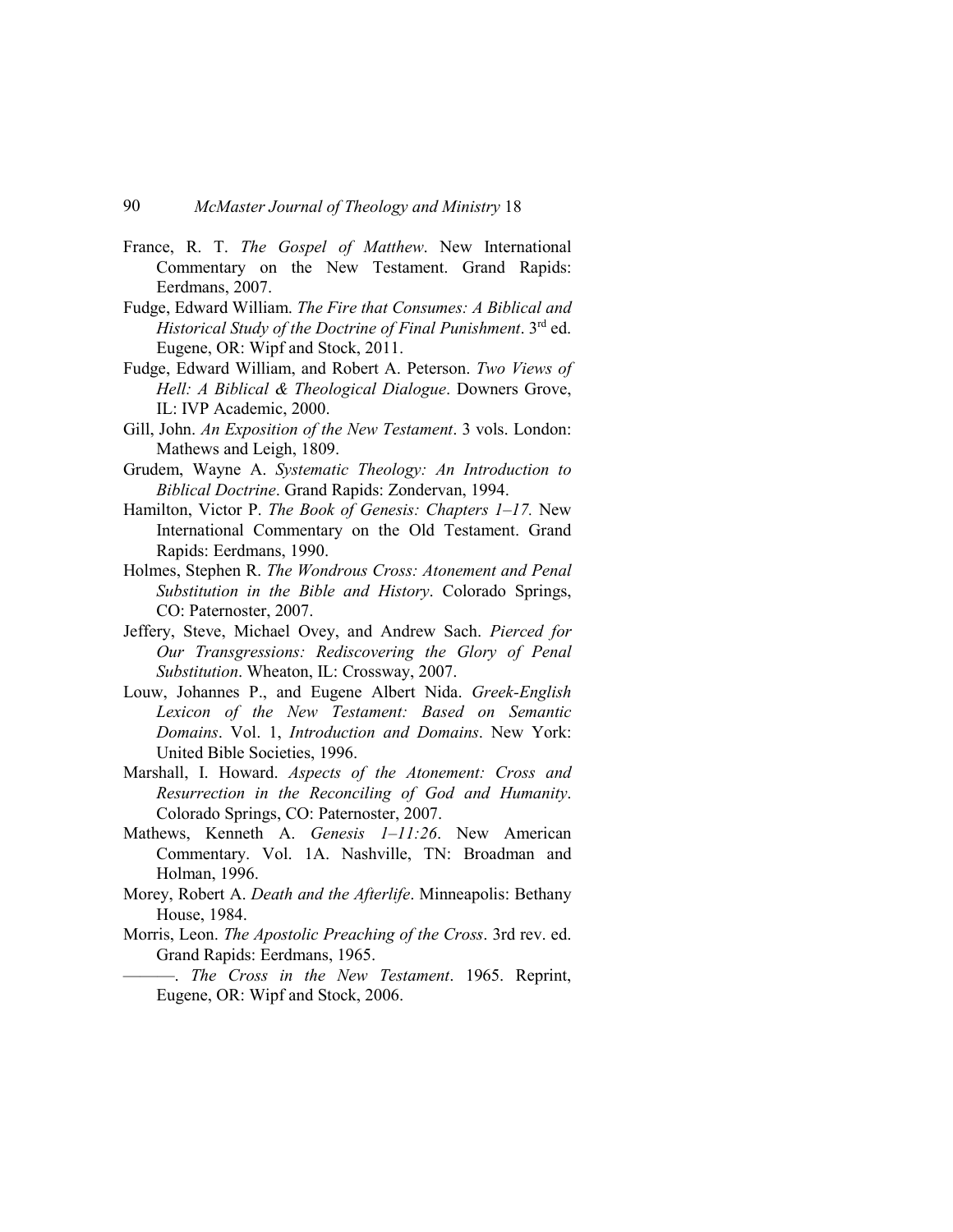France, R. T. *The Gospel of Matthew*. New International Commentary on the New Testament. Grand Rapids: Eerdmans, 2007.

Fudge, Edward William. *The Fire that Consumes: A Biblical and Historical Study of the Doctrine of Final Punishment*. 3rd ed. Eugene, OR: Wipf and Stock, 2011.

Fudge, Edward William, and Robert A. Peterson. *Two Views of Hell: A Biblical & Theological Dialogue*. Downers Grove, IL: IVP Academic, 2000.

Gill, John. *An Exposition of the New Testament*. 3 vols. London: Mathews and Leigh, 1809.

Grudem, Wayne A. *Systematic Theology: An Introduction to Biblical Doctrine*. Grand Rapids: Zondervan, 1994.

Hamilton, Victor P. *The Book of Genesis: Chapters 1–17.* New International Commentary on the Old Testament. Grand Rapids: Eerdmans, 1990.

Holmes, Stephen R. *The Wondrous Cross: Atonement and Penal Substitution in the Bible and History*. Colorado Springs, CO: Paternoster, 2007.

Jeffery, Steve, Michael Ovey, and Andrew Sach. *Pierced for Our Transgressions: Rediscovering the Glory of Penal Substitution*. Wheaton, IL: Crossway, 2007.

Louw, Johannes P., and Eugene Albert Nida. *Greek-English Lexicon of the New Testament: Based on Semantic Domains*. Vol. 1, *Introduction and Domains*. New York: United Bible Societies, 1996.

Marshall, I. Howard. *Aspects of the Atonement: Cross and Resurrection in the Reconciling of God and Humanity*. Colorado Springs, CO: Paternoster, 2007.

Mathews, Kenneth A. *Genesis 1–11:26*. New American Commentary. Vol. 1A. Nashville, TN: Broadman and Holman, 1996.

Morey, Robert A. *Death and the Afterlife*. Minneapolis: Bethany House, 1984.

Morris, Leon. *The Apostolic Preaching of the Cross*. 3rd rev. ed. Grand Rapids: Eerdmans, 1965.

———. *The Cross in the New Testament*. 1965. Reprint, Eugene, OR: Wipf and Stock, 2006.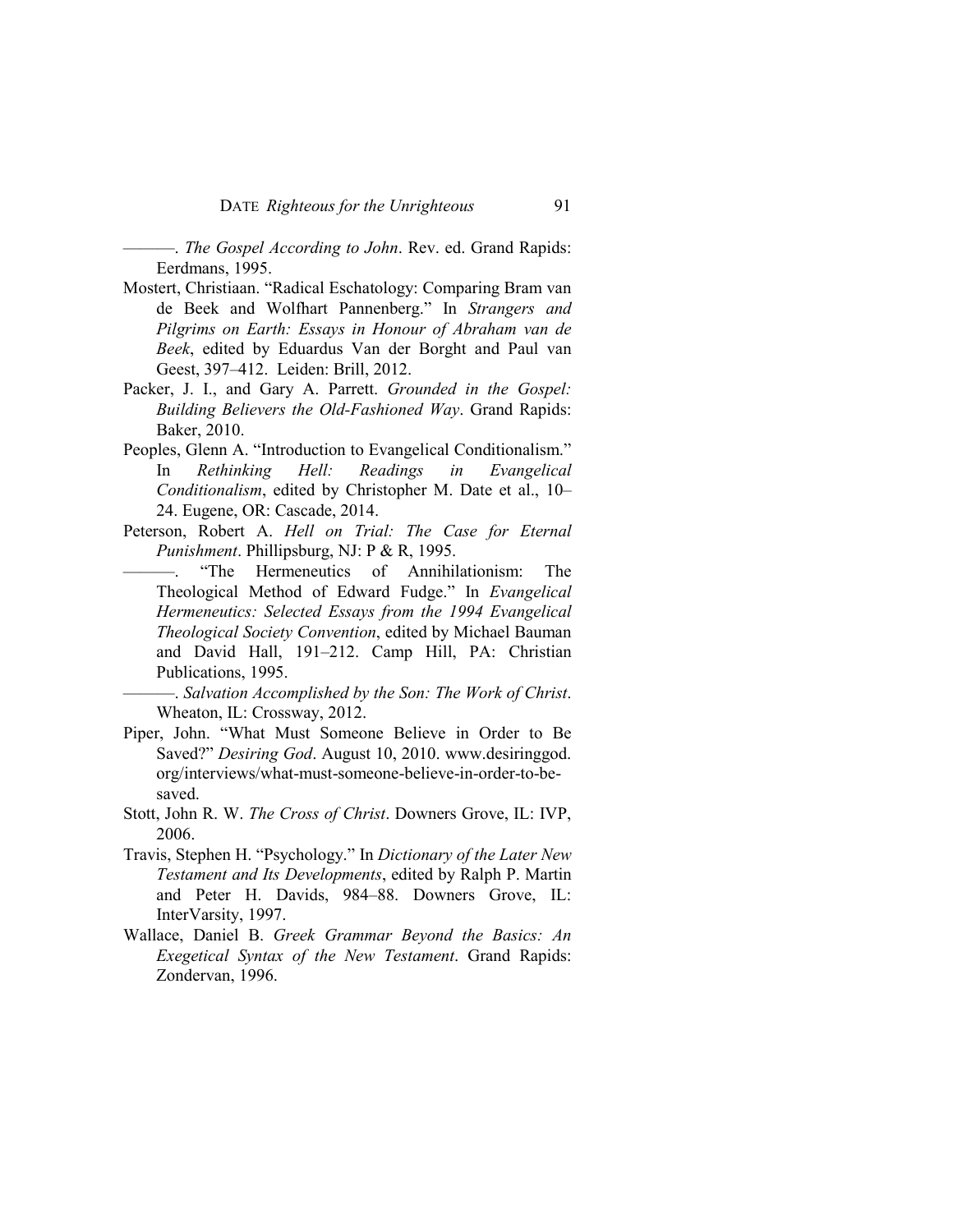———. *The Gospel According to John*. Rev. ed. Grand Rapids: Eerdmans, 1995.

Mostert, Christiaan. "Radical Eschatology: Comparing Bram van de Beek and Wolfhart Pannenberg." In *Strangers and Pilgrims on Earth: Essays in Honour of Abraham van de Beek*, edited by Eduardus Van der Borght and Paul van Geest, 397–412. Leiden: Brill, 2012.

Packer, J. I., and Gary A. Parrett. *Grounded in the Gospel: Building Believers the Old-Fashioned Way*. Grand Rapids: Baker, 2010.

Peoples, Glenn A. "Introduction to Evangelical Conditionalism." In *Rethinking Hell: Readings in Evangelical Conditionalism*, edited by Christopher M. Date et al., 10–24. Eugene, OR: Cascade, 2014.

Peterson, Robert A. *Hell on Trial: The Case for Eternal Punishment*. Phillipsburg, NJ: P & R, 1995.

———. "The Hermeneutics of Annihilationism: The Theological Method of Edward Fudge." In *Evangelical Hermeneutics: Selected Essays from the 1994 Evangelical Theological Society Convention*, edited by Michael Bauman and David Hall, 191–212. Camp Hill, PA: Christian Publications, 1995.

———. *Salvation Accomplished by the Son: The Work of Christ*. Wheaton, IL: Crossway, 2012.

Piper, John. "What Must Someone Believe in Order to Be Saved?" *Desiring God*. August 10, 2010. www.desiringgod.org/interviews/what-must-someone-believe-in-order-to-be-saved.

Stott, John R. W. *The Cross of Christ*. Downers Grove, IL: IVP, 2006.

Travis, Stephen H. "Psychology." In *Dictionary of the Later New Testament and Its Developments*, edited by Ralph P. Martin and Peter H. Davids, 984–88. Downers Grove, IL: InterVarsity, 1997.

Wallace, Daniel B. *Greek Grammar Beyond the Basics: An Exegetical Syntax of the New Testament*. Grand Rapids: Zondervan, 1996.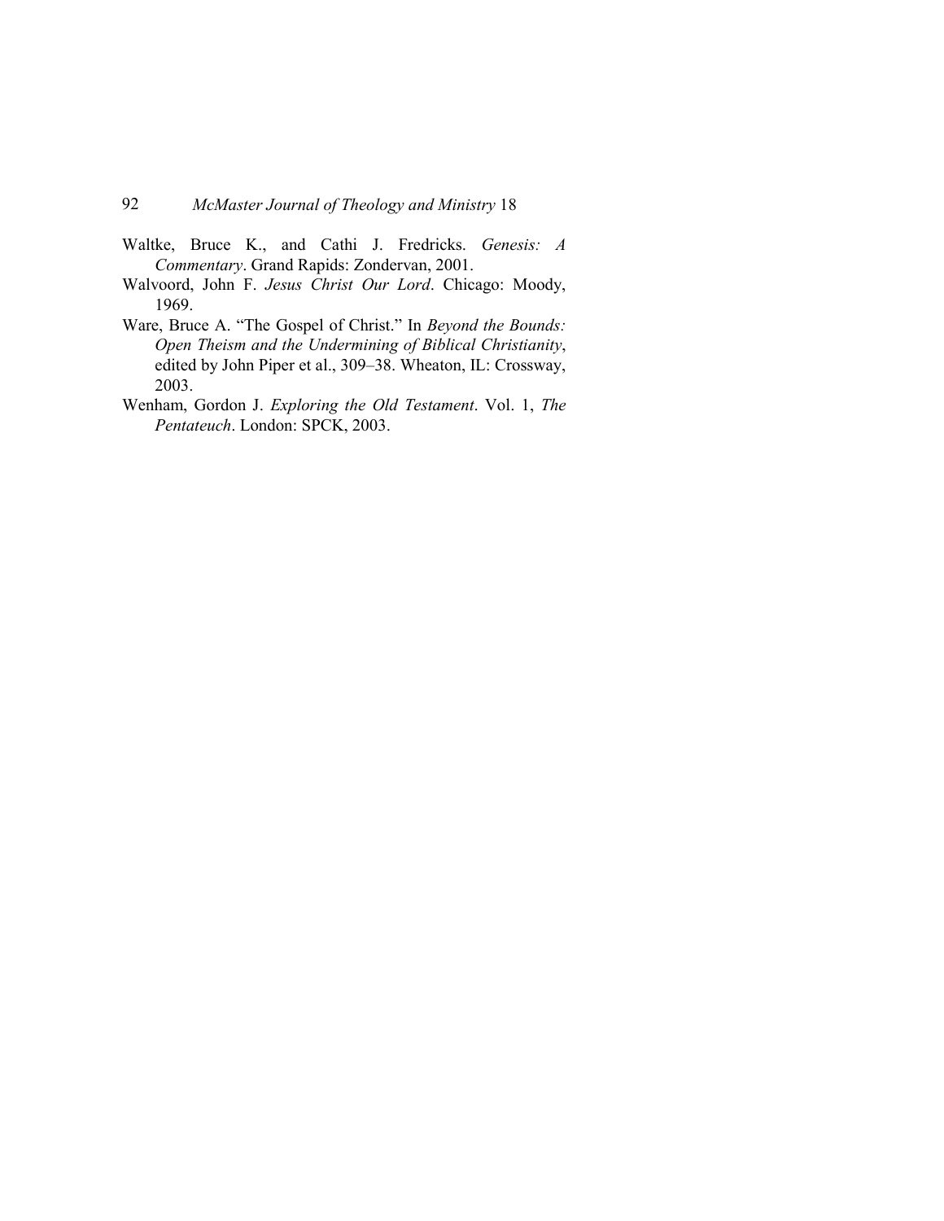Waltke, Bruce K., and Cathi J. Fredricks. *Genesis: A Commentary*. Grand Rapids: Zondervan, 2001.

Walvoord, John F. *Jesus Christ Our Lord*. Chicago: Moody, 1969.

Ware, Bruce A. "The Gospel of Christ." In *Beyond the Bounds: Open Theism and the Undermining of Biblical Christianity*, edited by John Piper et al., 309–38. Wheaton, IL: Crossway, 2003.

Wenham, Gordon J. *Exploring the Old Testament*. Vol. 1, *The Pentateuch*. London: SPCK, 2003.